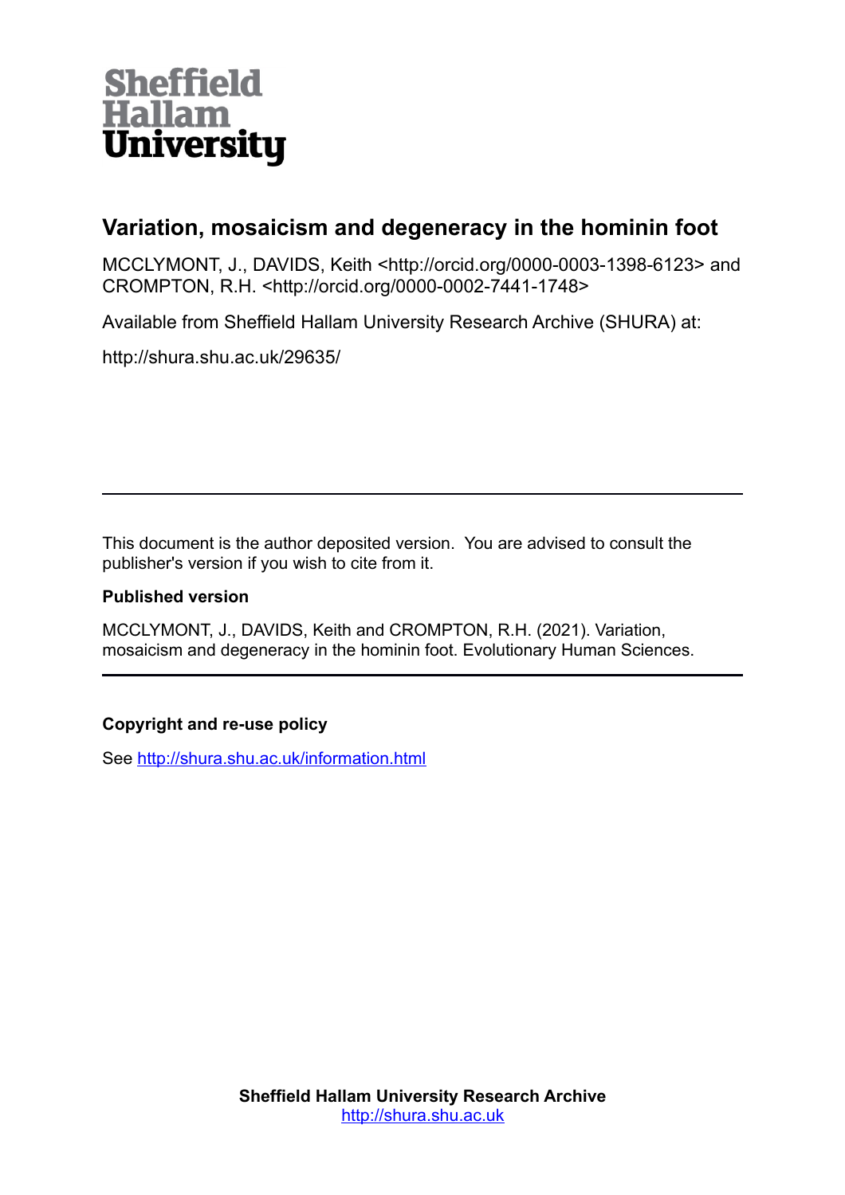Sheffield Hallam University

# Variation, mosaicism and degeneracy in the hominin foot

MCCLYMONT, J., DAVIDS, Keith <http://orcid.org/0000-0003-1398-6123> and CROMPTON, R.H. <http://orcid.org/0000-0002-7441-1748>

Available from Sheffield Hallam University Research Archive (SHURA) at:

http://shura.shu.ac.uk/29635/

---

This document is the author deposited version. You are advised to consult the publisher's version if you wish to cite from it.

### Published version

MCCLYMONT, J., DAVIDS, Keith and CROMPTON, R.H. (2021). Variation, mosaicism and degeneracy in the hominin foot. Evolutionary Human Sciences.

---

### Copyright and re-use policy

See http://shura.shu.ac.uk/information.html

**Sheffield Hallam University Research Archive**
http://shura.shu.ac.uk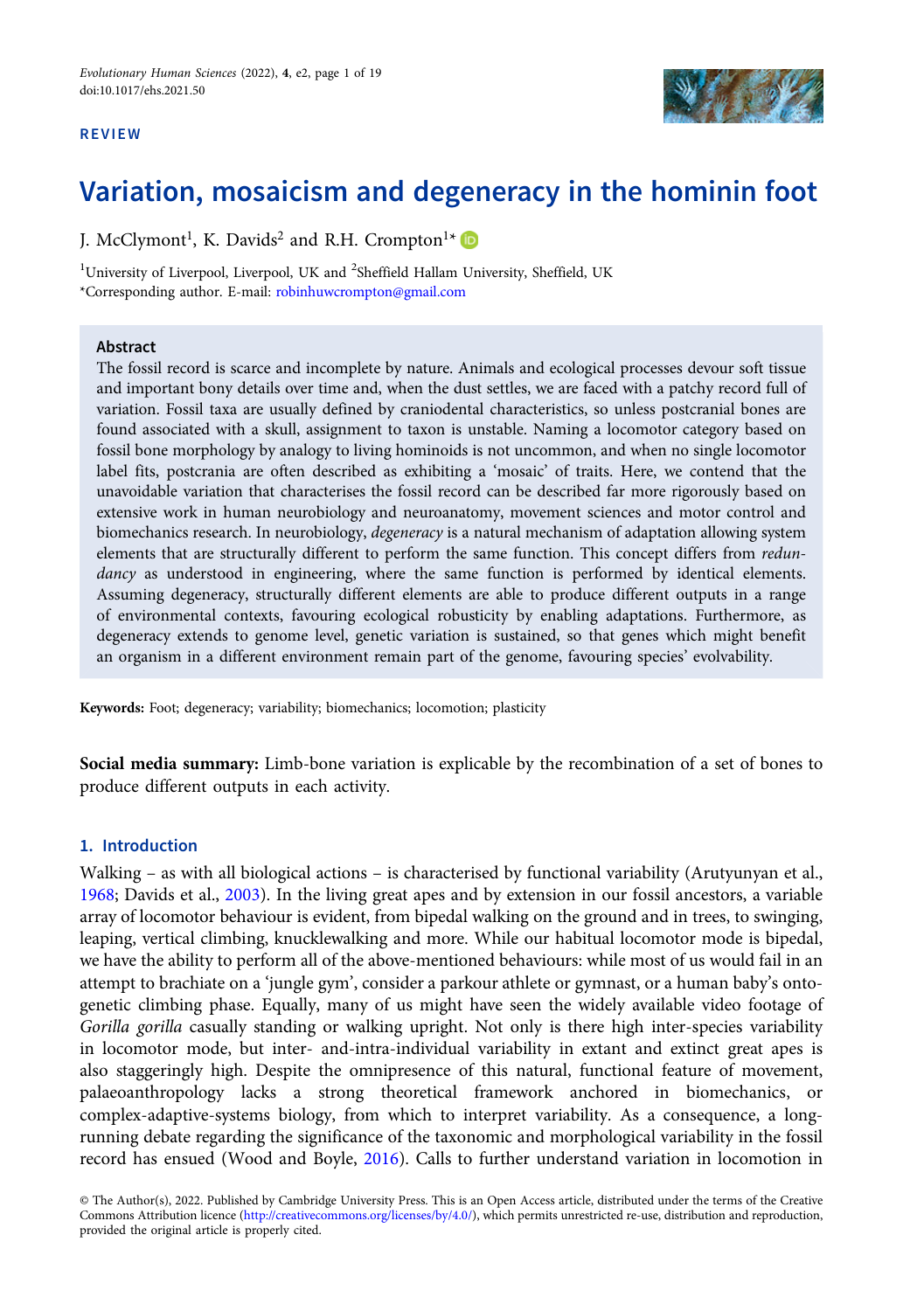# Variation, mosaicism and degeneracy in the hominin foot

J. McClymont[1], K. Davids[2] and R.H. Crompton[1]*

[1]University of Liverpool, Liverpool, UK and [2]Sheffield Hallam University, Sheffield, UK
*Corresponding author. E-mail: robinhuwcrompton@gmail.com

## Abstract

The fossil record is scarce and incomplete by nature. Animals and ecological processes devour soft tissue and important bony details over time and, when the dust settles, we are faced with a patchy record full of variation. Fossil taxa are usually defined by craniodental characteristics, so unless postcranial bones are found associated with a skull, assignment to taxon is unstable. Naming a locomotor category based on fossil bone morphology by analogy to living hominoids is not uncommon, and when no single locomotor label fits, postcrania are often described as exhibiting a 'mosaic' of traits. Here, we contend that the unavoidable variation that characterises the fossil record can be described far more rigorously based on extensive work in human neurobiology and neuroanatomy, movement sciences and motor control and biomechanics research. In neurobiology, *degeneracy* is a natural mechanism of adaptation allowing system elements that are structurally different to perform the same function. This concept differs from *redundancy* as understood in engineering, where the same function is performed by identical elements. Assuming degeneracy, structurally different elements are able to produce different outputs in a range of environmental contexts, favouring ecological robusticity by enabling adaptations. Furthermore, as degeneracy extends to genome level, genetic variation is sustained, so that genes which might benefit an organism in a different environment remain part of the genome, favouring species' evolvability.

**Keywords:** Foot; degeneracy; variability; biomechanics; locomotion; plasticity

**Social media summary:** Limb-bone variation is explicable by the recombination of a set of bones to produce different outputs in each activity.

## 1. Introduction

Walking – as with all biological actions – is characterised by functional variability (Arutyunyan et al., 1968; Davids et al., 2003). In the living great apes and by extension in our fossil ancestors, a variable array of locomotor behaviour is evident, from bipedal walking on the ground and in trees, to swinging, leaping, vertical climbing, knucklewalking and more. While our habitual locomotor mode is bipedal, we have the ability to perform all of the above-mentioned behaviours: while most of us would fail in an attempt to brachiate on a 'jungle gym', consider a parkour athlete or gymnast, or a human baby's ontogenetic climbing phase. Equally, many of us might have seen the widely available video footage of *Gorilla gorilla* casually standing or walking upright. Not only is there high inter-species variability in locomotor mode, but inter- and-intra-individual variability in extant and extinct great apes is also staggeringly high. Despite the omnipresence of this natural, functional feature of movement, palaeoanthropology lacks a strong theoretical framework anchored in biomechanics, or complex-adaptive-systems biology, from which to interpret variability. As a consequence, a long-running debate regarding the significance of the taxonomic and morphological variability in the fossil record has ensued (Wood and Boyle, 2016). Calls to further understand variation in locomotion in

© The Author(s), 2022. Published by Cambridge University Press. This is an Open Access article, distributed under the terms of the Creative Commons Attribution licence (http://creativecommons.org/licenses/by/4.0/), which permits unrestricted re-use, distribution and reproduction, provided the original article is properly cited.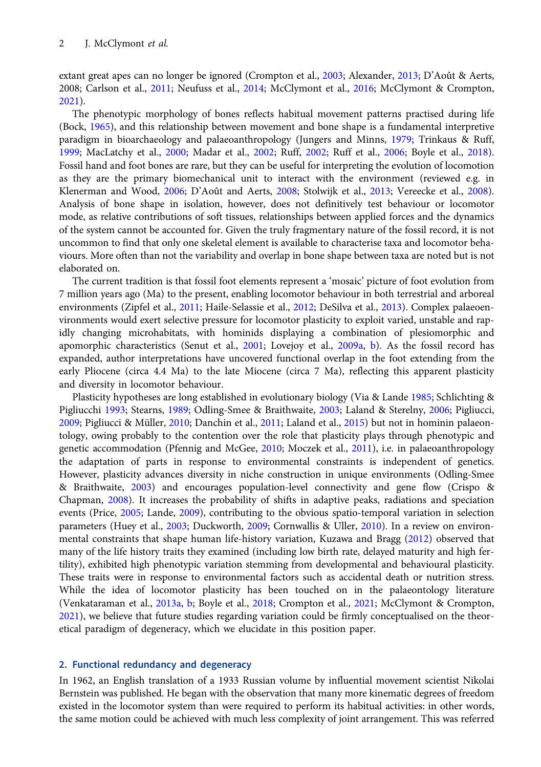extant great apes can no longer be ignored (Crompton et al., 2003; Alexander, 2013; D'Août & Aerts, 2008; Carlson et al., 2011; Neufuss et al., 2014; McClymont et al., 2016; McClymont & Crompton, 2021).

The phenotypic morphology of bones reflects habitual movement patterns practised during life (Bock, 1965), and this relationship between movement and bone shape is a fundamental interpretive paradigm in bioarchaeology and palaeoanthropology (Jungers and Minns, 1979; Trinkaus & Ruff, 1999; MacLatchy et al., 2000; Madar et al., 2002; Ruff, 2002; Ruff et al., 2006; Boyle et al., 2018). Fossil hand and foot bones are rare, but they can be useful for interpreting the evolution of locomotion as they are the primary biomechanical unit to interact with the environment (reviewed e.g. in Klenerman and Wood, 2006; D'Août and Aerts, 2008; Stolwijk et al., 2013; Vereecke et al., 2008). Analysis of bone shape in isolation, however, does not definitively test behaviour or locomotor mode, as relative contributions of soft tissues, relationships between applied forces and the dynamics of the system cannot be accounted for. Given the truly fragmentary nature of the fossil record, it is not uncommon to find that only one skeletal element is available to characterise taxa and locomotor behaviours. More often than not the variability and overlap in bone shape between taxa are noted but is not elaborated on.

The current tradition is that fossil foot elements represent a 'mosaic' picture of foot evolution from 7 million years ago (Ma) to the present, enabling locomotor behaviour in both terrestrial and arboreal environments (Zipfel et al., 2011; Haile-Selassie et al., 2012; DeSilva et al., 2013). Complex palaeoenvironments would exert selective pressure for locomotor plasticity to exploit varied, unstable and rapidly changing microhabitats, with hominids displaying a combination of plesiomorphic and apomorphic characteristics (Senut et al., 2001; Lovejoy et al., 2009a, b). As the fossil has expanded, author interpretations have uncovered functional overlap in the foot extending from the early Pliocene (circa 4.4 Ma) to the late Miocene (circa 7 Ma), reflecting this apparent plasticity and diversity in locomotor behaviour.

Plasticity hypotheses are long established in evolutionary biology (Via & Lande 1985; Schlichting & Pigliucchi 1993; Stearns, 1989; Odling-Smee & Braithwaite, 2003; Laland & Sterelny, 2006; Pigliucci, 2009; Pigliucci & Müller, 2010; Danchin et al., 2011; Laland et al., 2015) but not in hominin palaeontology, owing probably to the contention over the role that plasticity plays through phenotypic and genetic accommodation (Pfennig and McGee, 2010; Moczek et al., 2011), i.e. in palaeoanthropology the adaptation of parts in response to environmental constraints is independent of genetics. However, plasticity advances diversity in niche construction in unique environments (Odling-Smee & Braithwaite, 2003) and encourages population-level connectivity and gene flow (Crispo & Chapman, 2008). It increases the probability of shifts in adaptive peaks, radiations and speciation events (Price, 2005; Lande, 2009), contributing to the obvious spatio-temporal variation in selection parameters (Huey et al., 2003; Duckworth, 2009; Cornwallis & Uller, 2010). In a review on environmental constraints that shape human life-history variation, Kuzawa and Bragg (2012) observed that many of the life history traits they examined (including low birth rate, delayed maturity and high fertility), exhibited high phenotypic variation stemming from developmental and behavioural plasticity. These traits were in response to environmental factors such as accidental death or nutrition stress. While the idea of locomotor plasticity has been touched on in the palaeontology literature (Venkataraman et al., 2013a, b; Boyle et al., 2018; Crompton et al., 2021; McClymont & Crompton, 2021), we believe that future studies regarding variation could be firmly conceptualised on the theoretical paradigm of degeneracy, which we elucidate in this position paper.

## 2. Functional redundancy and degeneracy

In 1962, an English translation of a 1933 Russian volume by influential movement scientist Nikolai Bernstein was published. He began with the observation that many more kinematic degrees of freedom existed in the locomotor system than were required to perform its habitual activities: in other words, the same motion could be achieved with much less complexity of joint arrangement. This was referred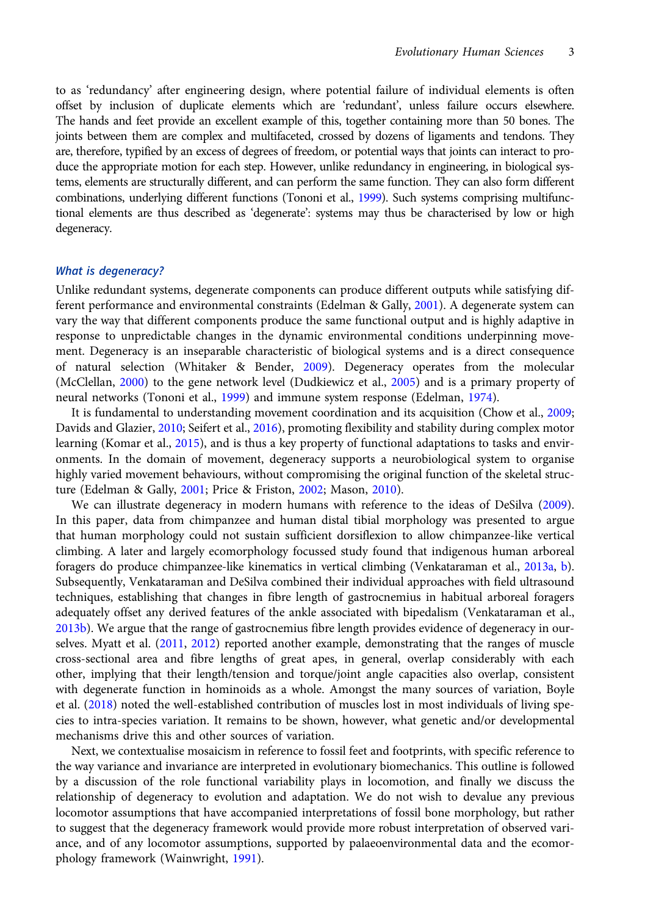to as 'redundancy' after engineering design, where potential failure of individual elements is often offset by inclusion of duplicate elements which are 'redundant', unless failure occurs elsewhere. The hands and feet provide an excellent example of this, together containing more than 50 bones. The joints between them are complex and multifaceted, crossed by dozens of ligaments and tendons. They are, therefore, typified by an excess of degrees of freedom, or potential ways that joints can interact to produce the appropriate motion for each step. However, unlike redundancy in engineering, in biological systems, elements are structurally different, and can perform the same function. They can also form different combinations, underlying different functions (Tononi et al., 1999). Such systems comprising multifunctional elements are thus described as 'degenerate': systems may thus be characterised by low or high degeneracy.

### *What is degeneracy?*

Unlike redundant systems, degenerate components can produce different outputs while satisfying different performance and environmental constraints (Edelman & Gally, 2001). A degenerate system can vary the way that different components produce the same functional output and is highly adaptive in response to unpredictable changes in the dynamic environmental conditions underpinning movement. Degeneracy is an inseparable characteristic of biological systems and is a direct consequence of natural selection (Whitaker & Bender, 2009). Degeneracy operates from the molecular (McClellan, 2000) to the gene network level (Dudkiewicz et al., 2005) and is a primary property of neural networks (Tononi et al., 1999) and immune system response (Edelman, 1974).

It is fundamental to understanding movement coordination and its acquisition (Chow et al., 2009; Davids and Glazier, 2010; Seifert et al., 2016), promoting flexibility and stability during complex motor learning (Komar et al., 2015), and is thus a key property of functional adaptations to tasks and environments. In the domain of movement, degeneracy supports a neurobiological system to organise highly varied movement behaviours, without compromising the original function of the skeletal structure (Edelman & Gally, 2001; Price & Friston, 2002; Mason, 2010).

We can illustrate degeneracy in modern humans with reference to the ideas of DeSilva (2009). In this paper, data from chimpanzee and human distal tibial morphology was presented to argue that human morphology could not sustain sufficient dorsiflexion to allow chimpanzee-like vertical climbing. A later and largely ecomorphology focussed study found that indigenous human arboreal foragers do produce chimpanzee-like kinematics in vertical climbing (Venkataraman et al., 2013a, b). Subsequently, Venkataraman and DeSilva combined their individual approaches with field ultrasound techniques, establishing that changes in fibre length of gastrocnemius in habitual arboreal foragers adequately offset any derived features of the ankle associated with bipedalism (Venkataraman et al., 2013b). We argue that the range of gastrocnemius fibre length provides evidence of degeneracy in ourselves. Myatt et al. (2011, 2012) reported another example, demonstrating that the ranges of muscle cross-sectional area and fibre lengths of great apes, in general, overlap considerably with each other, implying that their length/tension and torque/joint angle capacities also overlap, consistent with degenerate function in hominoids as a whole. Amongst the many sources of variation, Boyle et al. (2018) noted the well-established contribution of muscles lost in most individuals of living species to intra-species variation. It remains to be shown, however, what genetic and/or developmental mechanisms drive this and other sources of variation.

Next, we contextualise mosaicism in reference to fossil feet and footprints, with specific reference to the way variance and invariance are interpreted in evolutionary biomechanics. This outline is followed by a discussion of the role functional variability plays in locomotion, and finally we discuss the relationship of degeneracy to evolution and adaptation. We do not wish to devalue any previous locomotor assumptions that have accompanied interpretations of fossil bone morphology, but rather to suggest that the degeneracy framework would provide more robust interpretation of observed variance, and of any locomotor assumptions, supported by palaeoenvironmental data and the ecomorphology framework (Wainwright, 1991).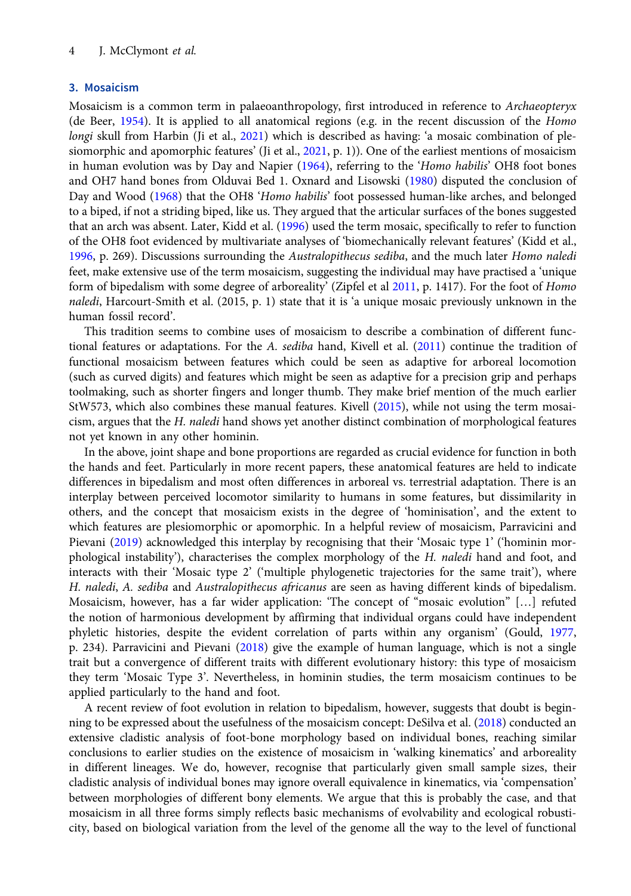## 3. Mosaicism

Mosaicism is a common term in palaeoanthropology, first introduced in reference to *Archaeopteryx* (de Beer, 1954). It is applied to all anatomical regions (e.g. in the recent discussion of the *Homo longi* skull from Harbin (Ji et al., 2021) which is described as having: 'a mosaic combination of plesiomorphic and apomorphic features' (Ji et al., 2021, p. 1)). One of the earliest mentions of mosaicism in human evolution was by Day and Napier (1964), referring to the '*Homo habilis*' OH8 foot bones and OH7 hand bones from Olduvai Bed 1. Oxnard and Lisowski (1980) disputed the conclusion of Day and Wood (1968) that the OH8 '*Homo habilis*' foot possessed human-like arches, and belonged to a biped, if not a striding biped, like us. They argued that the articular surfaces of the bones suggested that an arch was absent. Later, Kidd et al. (1996) used the term mosaic, specifically to refer to function of the OH8 foot evidenced by multivariate analyses of 'biomechanically relevant features' (Kidd et al., 1996, p. 269). Discussions surrounding the *Australopithecus sediba*, and the much later *Homo naledi* feet, make extensive use of the term mosaicism, suggesting the individual may have practised a 'unique form of bipedalism with some degree of arboreality' (Zipfel et al 2011, p. 1417). For the foot of *Homo naledi*, Harcourt-Smith et al. (2015, p. 1) state that it is 'a unique mosaic previously unknown in the human fossil record'.

This tradition seems to combine uses of mosaicism to describe a combination of different functional features or adaptations. For the *A. sediba* hand, Kivell et al. (2011) continue the tradition of functional mosaicism between features which could be seen as adaptive for arboreal locomotion (such as curved digits) and features which might be seen as adaptive for a precision grip and perhaps toolmaking, such as shorter fingers and longer thumb. They make brief mention of the much earlier StW573, which also combines these manual features. Kivell (2015), while not using the term mosaicism, argues that the *H. naledi* hand shows yet another distinct combination of morphological features not yet known in any other hominin.

In the above, joint shape and bone proportions are regarded as crucial evidence for function in both the hands and feet. Particularly in more recent papers, these anatomical features are held to indicate differences in bipedalism and most often differences in arboreal vs. terrestrial adaptation. There is an interplay between perceived locomotor similarity to humans in some features, but dissimilarity in others, and the concept that mosaicism exists in the degree of 'hominisation', and the extent to which features are plesiomorphic or apomorphic. In a helpful review of mosaicism, Parravicini and Pievani (2019) acknowledged this interplay by recognising that their 'Mosaic type 1' ('hominin morphological instability'), characterises the complex morphology of the *H. naledi* hand and foot, and interacts with their 'Mosaic type 2' ('multiple phylogenetic trajectories for the same trait'), where *H. naledi*, *A. sediba* and *Australopithecus africanus* are seen as having different kinds of bipedalism. Mosaicism, however, has a far wider application: 'The concept of "mosaic evolution" […] refuted the notion of harmonious development by affirming that individual organs could have independent phyletic histories, despite the evident correlation of parts within any organism' (Gould, 1977, p. 234). Parravicini and Pievani (2018) give the example of human language, which is not a single trait but a convergence of different traits with different evolutionary history: this type of mosaicism they term 'Mosaic Type 3'. Nevertheless, in hominin studies, the term mosaicism continues to be applied particularly to the hand and foot.

A recent review of foot evolution in relation to bipedalism, however, suggests that doubt is beginning to be expressed about the usefulness of the mosaicism concept: DeSilva et al. (2018) conducted an extensive cladistic analysis of foot-bone morphology based on individual bones, reaching similar conclusions to earlier studies on the existence of mosaicism in 'walking kinematics' and arboreality in different lineages. We do, however, recognise that particularly given small sample sizes, their cladistic analysis of individual bones may ignore overall equivalence in kinematics, via 'compensation' between morphologies of different bony elements. We argue that this is probably the case, and that mosaicism in all three forms simply reflects basic mechanisms of evolvability and ecological robusticity, based on biological variation from the level of the genome all the way to the level of functional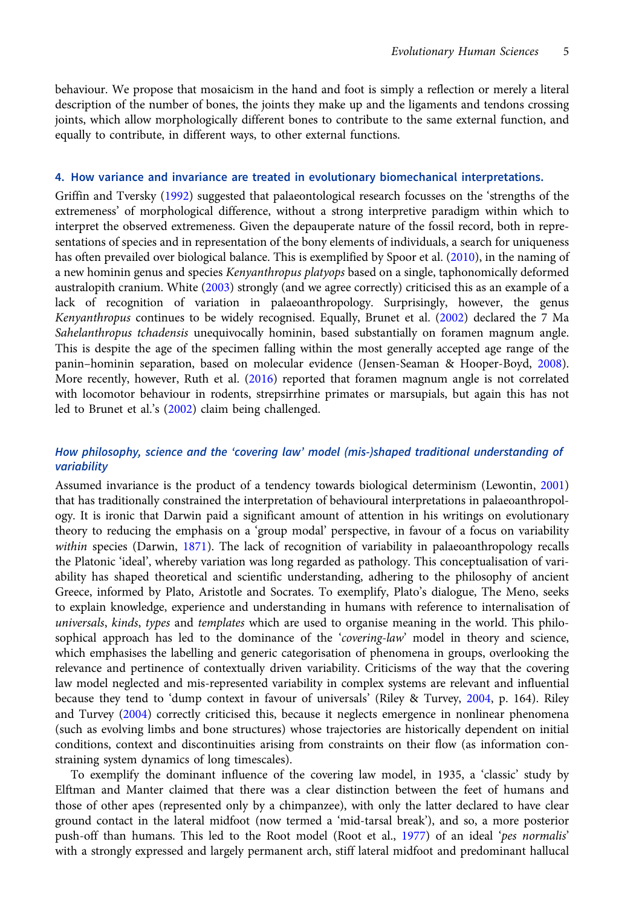behaviour. We propose that mosaicism in the hand and foot is simply a reflection or merely a literal description of the number of bones, the joints they make up and the ligaments and tendons crossing joints, which allow morphologically different bones to contribute to the same external function, and equally to contribute, in different ways, to other external functions.

## 4. How variance and invariance are treated in evolutionary biomechanical interpretations.

Griffin and Tversky (1992) suggested that palaeontological research focusses on the 'strengths of the extremeness' of morphological difference, without a strong interpretive paradigm within which to interpret the observed extremeness. Given the depauperate nature of the fossil record, both in representations of species and in representation of the bony elements of individuals, a search for uniqueness has often prevailed over biological balance. This is exemplified by Spoor et al. (2010), in the naming of a new hominin genus and species *Kenyanthropus platyops* based on a single, taphonomically deformed australopith cranium. White (2003) strongly (and we agree correctly) criticised this as an example of a lack of recognition of variation in palaeoanthropology. Surprisingly, however, the genus *Kenyanthropus* continues to be widely recognised. Equally, Brunet et al. (2002) declared the 7 Ma *Sahelanthropus tchadensis* unequivocally hominin, based substantially on foramen magnum angle. This is despite the age of the specimen falling within the most generally accepted age range of the panin–hominin separation, based on molecular evidence (Jensen-Seaman & Hooper-Boyd, 2008). More recently, however, Ruth et al. (2016) reported that foramen magnum angle is not correlated with locomotor behaviour in rodents, strepsirrhine primates or marsupials, but again this has not led to Brunet et al.'s (2002) claim being challenged.

### *How philosophy, science and the 'covering law' model (mis-)shaped traditional understanding of variability*

Assumed invariance is the product of a tendency towards biological determinism (Lewontin, 2001) that has traditionally constrained the interpretation of behavioural interpretations in palaeoanthropology. It is ironic that Darwin paid a significant amount of attention in his writings on evolutionary theory to reducing the emphasis on a 'group modal' perspective, in favour of a focus on variability *within* species (Darwin, 1871). The lack of recognition of variability in palaeoanthropology recalls the Platonic 'ideal', whereby variation was long regarded as pathology. This conceptualisation of variability has shaped theoretical and scientific understanding, adhering to the philosophy of ancient Greece, informed by Plato, Aristotle and Socrates. To exemplify, Plato's dialogue, The Meno, seeks to explain knowledge, experience and understanding in humans with reference to internalisation of *universals*, *kinds*, *types* and *templates* which are used to organise meaning in the world. This philosophical approach has led to the dominance of the '*covering-law*' model in theory and science, which emphasises the labelling and generic categorisation of phenomena in groups, overlooking the relevance and pertinence of contextually driven variability. Criticisms of the way that the covering law model neglected and mis-represented variability in complex systems are relevant and influential because they tend to 'dump context in favour of universals' (Riley & Turvey, 2004, p. 164). Riley and Turvey (2004) correctly criticised this, because it neglects emergence in nonlinear phenomena (such as evolving limbs and bone structures) whose trajectories are historically dependent on initial conditions, context and discontinuities arising from constraints on their flow (as information constraining system dynamics of long timescales).

To exemplify the dominant influence of the covering law model, in 1935, a 'classic' study by Elftman and Manter claimed that there was a clear distinction between the feet of humans and those of other apes (represented only by a chimpanzee), with only the latter declared to have clear ground contact in the lateral midfoot (now termed a 'mid-tarsal break'), and so, a more posterior push-off than humans. This led to the Root model (Root et al., 1977) of an ideal '*pes normalis*' with a strongly expressed and largely permanent arch, stiff lateral midfoot and predominant hallucal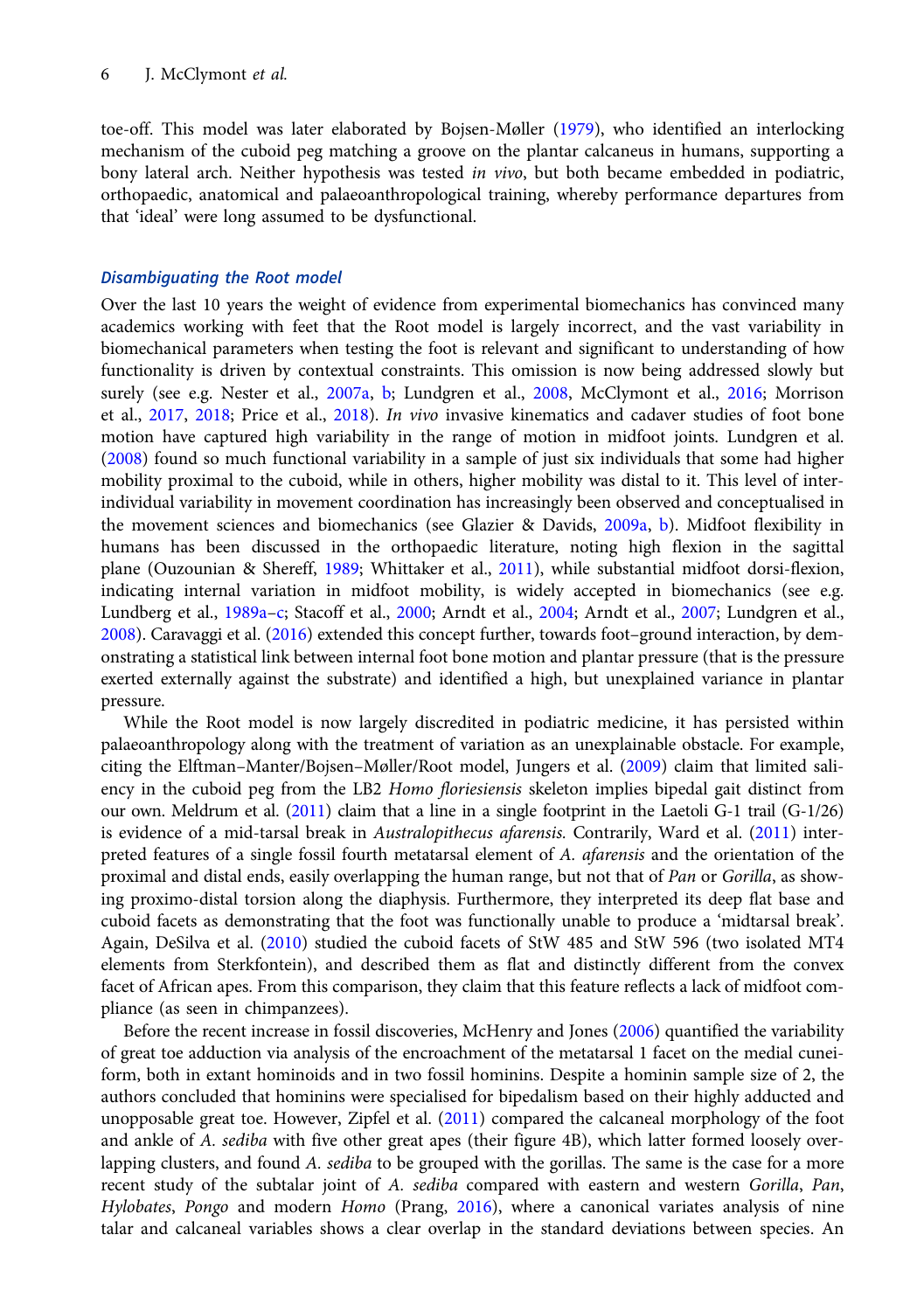toe-off. This model was later elaborated by Bojsen-Møller (1979), who identified an interlocking mechanism of the cuboid peg matching a groove on the plantar calcaneus in humans, supporting a bony lateral arch. Neither hypothesis was tested *in vivo*, but both became embedded in podiatric, orthopaedic, anatomical and palaeoanthropological training, whereby performance departures from that 'ideal' were long assumed to be dysfunctional.

### *Disambiguating the Root model*

Over the last 10 years the weight of evidence from experimental biomechanics has convinced many academics working with feet that the Root model is largely incorrect, and the vast variability in biomechanical parameters when testing the foot is relevant and significant to understanding of how functionality is driven by contextual constraints. This omission is now being addressed slowly but surely (see e.g. Nester et al., 2007a, b; Lundgren et al., 2008, McClymont et al., 2016; Morrison et al., 2017, 2018; Price et al., 2018). *In vivo* invasive kinematics and cadaver studies of foot bone motion have captured high variability in the range of motion in midfoot joints. Lundgren et al. (2008) found so much functional variability in a sample of just six individuals that some had higher mobility proximal to the cuboid, while in others, higher mobility was distal to it. This level of inter-individual variability in movement coordination has increasingly been observed and conceptualised in the movement sciences and biomechanics (see Glazier & Davids, 2009a, b). Midfoot flexibility in humans has been discussed in the orthopaedic literature, noting high flexion in the sagittal plane (Ouzounian & Shereff, 1989; Whittaker et al., 2011), while substantial midfoot dorsi-flexion, indicating internal variation in midfoot mobility, is widely accepted in biomechanics (see e.g. Lundberg et al., 1989a–c; Stacoff et al., 2000; Arndt et al., 2004; Arndt et al., 2007; Lundgren et al., 2008). Caravaggi et al. (2016) extended this concept further, towards foot–ground interaction, by demonstrating a statistical link between internal foot bone motion and plantar pressure (that is the pressure exerted externally against the substrate) and identified a high, but unexplained variance in plantar pressure.

While the Root model is now largely discredited in podiatric medicine, it has persisted within palaeoanthropology along with the treatment of variation as an unexplainable obstacle. For example, citing the Elftman–Manter/Bojsen–Møller/Root model, Jungers et al. (2009) claim that limited saliency in the cuboid peg from the LB2 *Homo floriesiensis* skeleton implies bipedal gait distinct from our own. Meldrum et al. (2011) claim that a line in a single footprint in the Laetoli G-1 trail (G-1/26) is evidence of a mid-tarsal break in *Australopithecus afarensis*. Contrarily, Ward et al. (2011) interpreted features of a single fossil fourth metatarsal element of *A. afarensis* and the orientation of the proximal and distal ends, easily overlapping the human range, but not that of *Pan* or *Gorilla*, as showing proximo-distal torsion along the diaphysis. Furthermore, they interpreted its deep flat base and cuboid facets as demonstrating that the foot was functionally unable to produce a 'midtarsal break'. Again, DeSilva et al. (2010) studied the cuboid facets of StW 485 and StW 596 (two isolated MT4 elements from Sterkfontein), and described them as flat and distinctly different from the convex facet of African apes. From this comparison, they claim that this feature reflects a lack of midfoot compliance (as seen in chimpanzees).

Before the recent increase in fossil discoveries, McHenry and Jones (2006) quantified the variability of great toe adduction via analysis of the encroachment of the metatarsal 1 facet on the medial cuneiform, both in extant hominoids and in two fossil hominins. Despite a hominin sample size of 2, the authors concluded that hominins were specialised for bipedalism based on their highly adducted and unopposable great toe. However, Zipfel et al. (2011) compared the calcaneal morphology of the foot and ankle of *A. sediba* with five other great apes (their figure 4B), which latter formed loosely overlapping clusters, and found *A. sediba* to be grouped with the gorillas. The same is the case for a more recent study of the subtalar joint of *A. sediba* compared with eastern and western *Gorilla*, *Pan*, *Hylobates*, *Pongo* and modern *Homo* (Prang, 2016), where a canonical variates analysis of nine talar and calcaneal variables shows a clear overlap in the standard deviations between species. An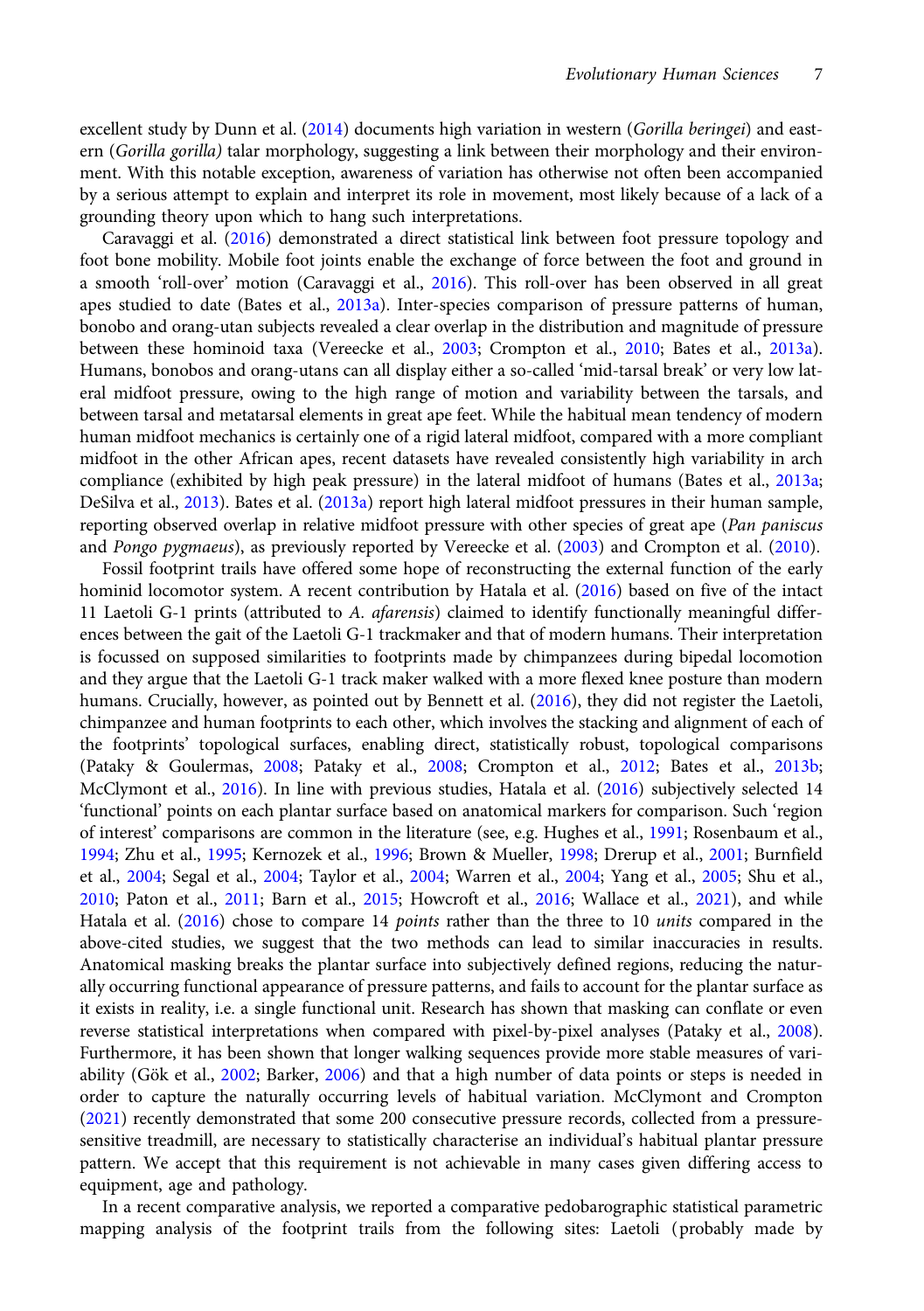excellent study by Dunn et al. (2014) documents high variation in western (*Gorilla beringei*) and eastern (*Gorilla gorilla)* talar morphology, suggesting a link between their morphology and their environment. With this notable exception, awareness of variation has otherwise not often been accompanied by a serious attempt to explain and interpret its role in movement, most likely because of a lack of a grounding theory upon which to hang such interpretations.

Caravaggi et al. (2016) demonstrated a direct statistical link between foot pressure topology and foot bone mobility. Mobile foot joints enable the exchange of force between the foot and ground in a smooth 'roll-over' motion (Caravaggi et al., 2016). This roll-over has been observed in all great apes studied to date (Bates et al., 2013a). Inter-species comparison of pressure patterns of human, bonobo and orang-utan subjects revealed a clear overlap in the distribution and magnitude of pressure between these hominoid taxa (Vereecke et al., 2003; Crompton et al., 2010; Bates et al., 2013a). Humans, bonobos and orang-utans can all display either a so-called 'mid-tarsal break' or very low lateral midfoot pressure, owing to the high range of motion and variability between the tarsals, and between tarsal and metatarsal elements in great ape feet. While the habitual mean tendency of modern human midfoot mechanics is certainly one of a rigid lateral midfoot, compared with a more compliant midfoot in the other African apes, recent datasets have revealed consistently high variability in arch compliance (exhibited by high peak pressure) in the lateral midfoot of humans (Bates et al., 2013a; DeSilva et al., 2013). Bates et al. (2013a) report high lateral midfoot pressures in their human sample, reporting observed overlap in relative midfoot pressure with other species of great ape (*Pan paniscus* and *Pongo pygmaeus*), as previously reported by Vereecke et al. (2003) and Crompton et al. (2010).

Fossil footprint trails have offered some hope of reconstructing the external function of the early hominid locomotor system. A recent contribution by Hatala et al. (2016) based on five of the intact 11 Laetoli G-1 prints (attributed to *A. afarensis*) claimed to identify functionally meaningful differences between the gait of the Laetoli G-1 trackmaker and that of modern humans. Their interpretation is focussed on supposed similarities to footprints made by chimpanzees during bipedal locomotion and they argue that the Laetoli G-1 track maker walked with a more flexed knee posture than modern humans. Crucially, however, as pointed out by Bennett et al. (2016), they did not register the Laetoli, chimpanzee and human footprints to each other, which involves the stacking and alignment of each of the footprints' topological surfaces, enabling direct, statistically robust, topological comparisons (Pataky & Goulermas, 2008; Pataky et al., 2008; Crompton et al., 2012; Bates et al., 2013b; McClymont et al., 2016). In line with previous studies, Hatala et al. (2016) subjectively selected 14 'functional' points on each plantar surface based on anatomical markers for comparison. Such 'region of interest' comparisons are common in the literature (see, e.g. Hughes et al., 1991; Rosenbaum et al., 1994; Zhu et al., 1995; Kernozek et al., 1996; Brown & Mueller, 1998; Drerup et al., 2001; Burnfield et al., 2004; Segal et al., 2004; Taylor et al., 2004; Warren et al., 2004; Yang et al., 2005; Shu et al., 2010; Paton et al., 2011; Barn et al., 2015; Howcroft et al., 2016; Wallace et al., 2021), and while Hatala et al. (2016) chose to compare 14 *points* rather than the three to 10 *units* compared in the above-cited studies, we suggest that the two methods can lead to similar inaccuracies in results. Anatomical masking breaks the plantar surface into subjectively defined regions, reducing the naturally occurring functional appearance of pressure patterns, and fails to account for the plantar surface as it exists in reality, i.e. a single functional unit. Research has shown that masking can conflate or even reverse statistical interpretations when compared with pixel-by-pixel analyses (Pataky et al., 2008). Furthermore, it has been shown that longer walking sequences provide more stable measures of variability (Gök et al., 2002; Barker, 2006) and that a high number of data points or steps is needed in order to capture the naturally occurring levels of habitual variation. McClymont and Crompton (2021) recently demonstrated that some 200 consecutive pressure records, collected from a pressure-sensitive treadmill, are necessary to statistically characterise an individual's habitual plantar pressure pattern. We accept that this requirement is not achievable in many cases given differing access to equipment, age and pathology.

In a recent comparative analysis, we reported a comparative pedobarographic statistical parametric mapping analysis of the footprint trails from the following sites: Laetoli (probably made by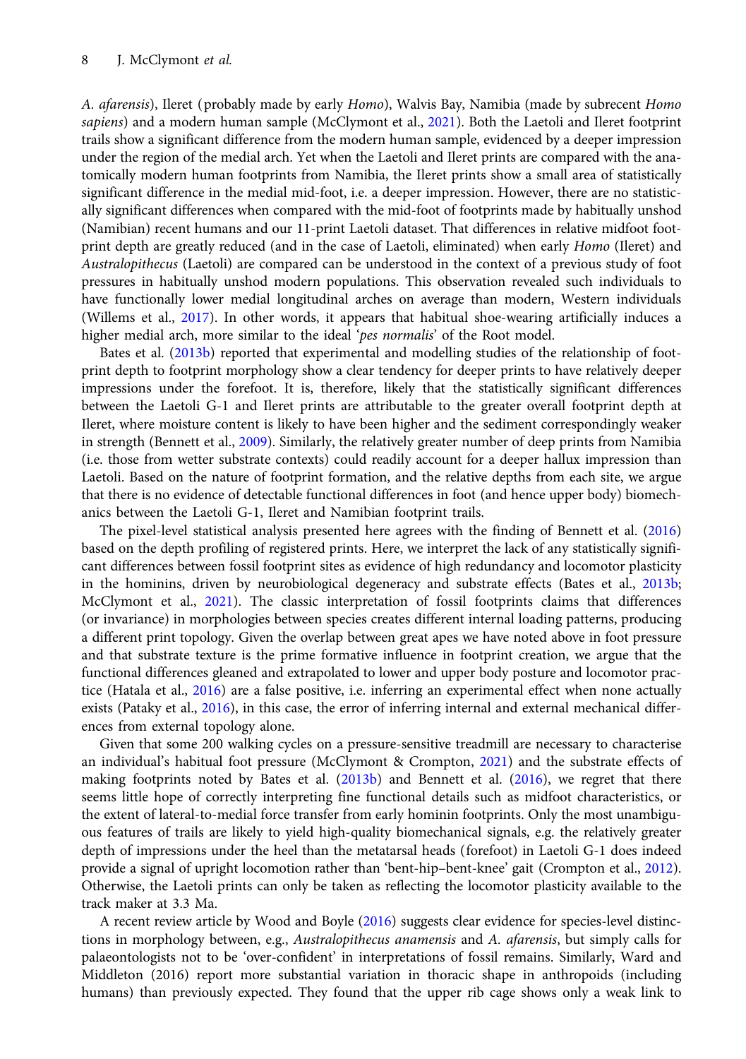*A. afarensis*), Ileret (probably made by early *Homo*), Walvis Bay, Namibia (made by subrecent *Homo sapiens*) and a modern human sample (McClymont et al., 2021). Both the Laetoli and Ileret footprint trails show a significant difference from the modern human sample, evidenced by a deeper impression under the region of the medial arch. Yet when the Laetoli and Ileret prints are compared with the anatomically modern human footprints from Namibia, the Ileret prints show a small area of statistically significant difference in the medial mid-foot, i.e. a deeper impression. However, there are no statistically significant differences when compared with the mid-foot of footprints made by habitually unshod (Namibian) recent humans and our 11-print Laetoli dataset. That differences in relative midfoot footprint depth are greatly reduced (and in the case of Laetoli, eliminated) when early *Homo* (Ileret) and *Australopithecus* (Laetoli) are compared can be understood in the context of a previous study of foot pressures in habitually unshod modern populations. This observation revealed such individuals to have functionally lower medial longitudinal arches on average than modern, Western individuals (Willems et al., 2017). In other words, it appears that habitual shoe-wearing artificially induces a higher medial arch, more similar to the ideal '*pes normalis*' of the Root model.

Bates et al. (2013b) reported that experimental and modelling studies of the relationship of footprint depth to footprint morphology show a clear tendency for deeper prints to have relatively deeper impressions under the forefoot. It is, therefore, likely that the statistically significant differences between the Laetoli G-1 and Ileret prints are attributable to the greater overall footprint depth at Ileret, where moisture content is likely to have been higher and the sediment correspondingly weaker in strength (Bennett et al., 2009). Similarly, the relatively greater number of deep prints from Namibia (i.e. those from wetter substrate contexts) could readily account for a deeper hallux impression than Laetoli. Based on the nature of footprint formation, and the relative depths from each site, we argue that there is no evidence of detectable functional differences in foot (and hence upper body) biomechanics between the Laetoli G-1, Ileret and Namibian footprint trails.

The pixel-level statistical analysis presented here agrees with the finding of Bennett et al. (2016) based on the depth profiling of registered prints. Here, we interpret the lack of any statistically significant differences between fossil footprint sites as evidence of high redundancy and locomotor plasticity in the hominins, driven by neurobiological degeneracy and substrate effects (Bates et al., 2013b; McClymont et al., 2021). The classic interpretation of fossil footprints claims that differences (or invariance) in morphologies between species creates different internal loading patterns, producing a different print topology. Given the overlap between great apes we have noted above in foot pressure and that substrate texture is the prime formative influence in footprint creation, we argue that the functional differences gleaned and extrapolated to lower and upper body posture and locomotor practice (Hatala et al., 2016) are a false positive, i.e. inferring an experimental effect when none actually exists (Pataky et al., 2016), in this case, the error of inferring internal and external mechanical differences from external topology alone.

Given that some 200 walking cycles on a pressure-sensitive treadmill are necessary to characterise an individual's habitual foot pressure (McClymont & Crompton, 2021) and the substrate effects of making footprints noted by Bates et al. (2013b) and Bennett et al. (2016), we regret that there seems little hope of correctly interpreting fine functional details such as midfoot characteristics, or the extent of lateral-to-medial force transfer from early hominin footprints. Only the most unambiguous features of trails are likely to yield high-quality biomechanical signals, e.g. the relatively greater depth of impressions under the heel than the metatarsal heads (forefoot) in Laetoli G-1 does indeed provide a signal of upright locomotion rather than 'bent-hip–bent-knee' gait (Crompton et al., 2012). Otherwise, the Laetoli prints can only be taken as reflecting the locomotor plasticity available to the track maker at 3.3 Ma.

A recent review article by Wood and Boyle (2016) suggests clear evidence for species-level distinctions in morphology between, e.g., *Australopithecus anamensis* and *A. afarensis*, but simply calls for palaeontologists not to be 'over-confident' in interpretations of fossil remains. Similarly, Ward and Middleton (2016) report more substantial variation in thoracic shape in anthropoids (including humans) than previously expected. They found that the upper rib cage shows only a weak link to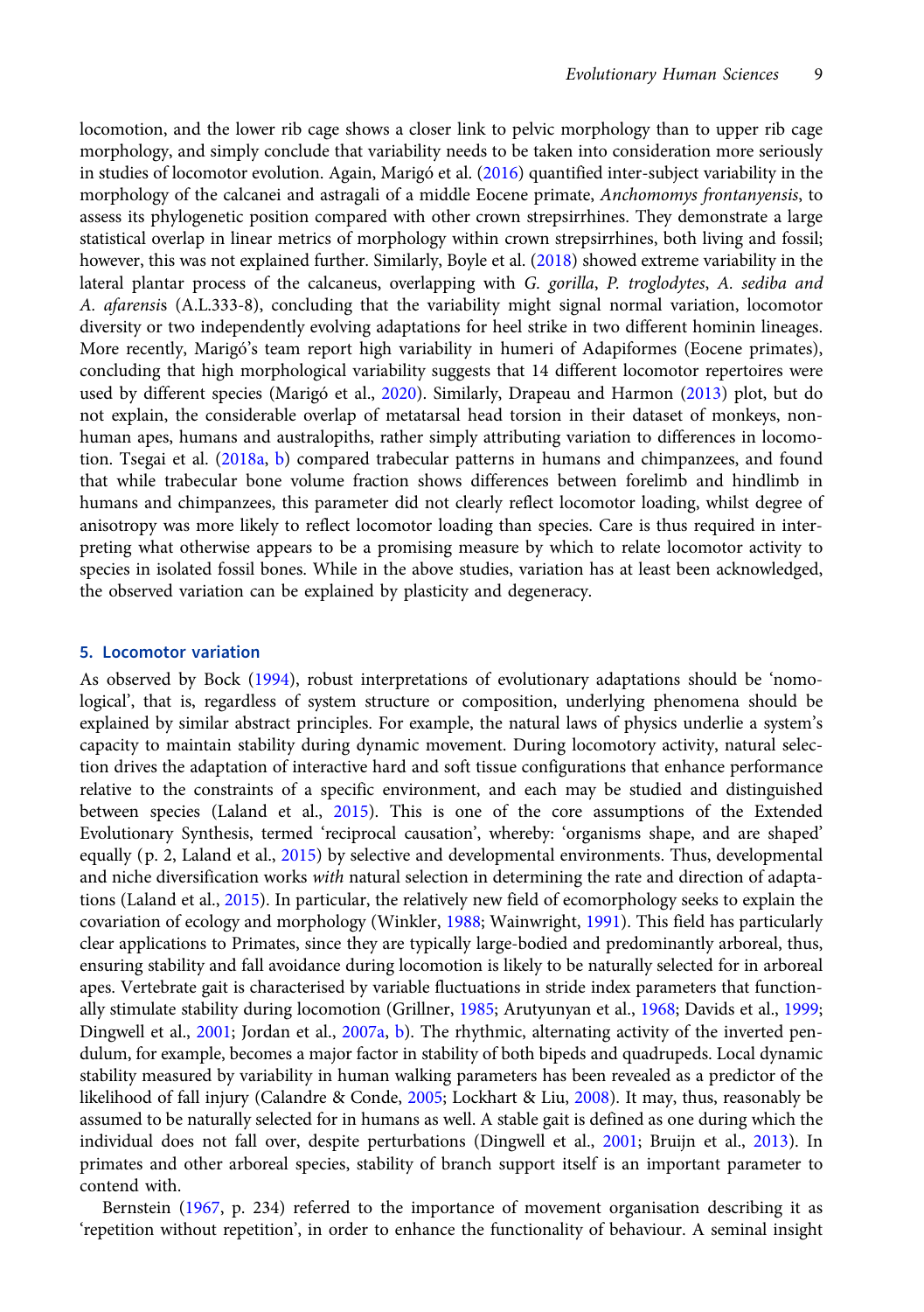locomotion, and the lower rib cage shows a closer link to pelvic morphology than to upper rib cage morphology, and simply conclude that variability needs to be taken into consideration more seriously in studies of locomotor evolution. Again, Marigó et al. (2016) quantified inter-subject variability in the morphology of the calcanei and astragali of a middle Eocene primate, *Anchomomys frontanyensis*, to assess its phylogenetic position compared with other crown strepsirrhines. They demonstrate a large statistical overlap in linear metrics of morphology within crown strepsirrhines, both living and fossil; however, this was not explained further. Similarly, Boyle et al. (2018) showed extreme variability in the lateral plantar process of the calcaneus, overlapping with *G. gorilla*, *P. troglodytes*, *A. sediba and A. afarensis* (A.L.333-8), concluding that the variability might signal normal variation, locomotor diversity or two independently evolving adaptations for heel strike in two different hominin lineages. More recently, Marigó's team report high variability in humeri of Adapiformes (Eocene primates), concluding that high morphological variability suggests that 14 different locomotor repertoires were used by different species (Marigó et al., 2020). Similarly, Drapeau and Harmon (2013) plot, but do not explain, the considerable overlap of metatarsal head torsion in their dataset of monkeys, non-human apes, humans and australopiths, rather simply attributing variation to differences in locomotion. Tsegai et al. (2018a, b) compared trabecular patterns in humans and chimpanzees, and found that while trabecular bone volume fraction shows differences between forelimb and hindlimb in humans and chimpanzees, this parameter did not clearly reflect locomotor loading, whilst degree of anisotropy was more likely to reflect locomotor loading than species. Care is thus required in interpreting what otherwise appears to be a promising measure by which to relate locomotor activity to species in isolated fossil bones. While in the above studies, variation has at least been acknowledged, the observed variation can be explained by plasticity and degeneracy.

## 5. Locomotor variation

As observed by Bock (1994), robust interpretations of evolutionary adaptations should be 'nomological', that is, regardless of system structure or composition, underlying phenomena should be explained by similar abstract principles. For example, the natural laws of physics underlie a system's capacity to maintain stability during dynamic movement. During locomotory activity, natural selection drives the adaptation of interactive hard and soft tissue configurations that enhance performance relative to the constraints of a specific environment, and each may be studied and distinguished between species (Laland et al., 2015). This is one of the core assumptions of the Extended Evolutionary Synthesis, termed 'reciprocal causation', whereby: 'organisms shape, and are shaped' equally (p. 2, Laland et al., 2015) by selective and developmental environments. Thus, developmental and niche diversification works *with* natural selection in determining the rate and direction of adaptations (Laland et al., 2015). In particular, the relatively new field of ecomorphology seeks to explain the covariation of ecology and morphology (Winkler, 1988; Wainwright, 1991). This field has particularly clear applications to Primates, since they are typically large-bodied and predominantly arboreal, thus, ensuring stability and fall avoidance during locomotion is likely to be naturally selected for in arboreal apes. Vertebrate gait is characterised by variable fluctuations in stride index parameters that functionally stimulate stability during locomotion (Grillner, 1985; Arutyunyan et al., 1968; Davids et al., 1999; Dingwell et al., 2001; Jordan et al., 2007a, b). The rhythmic, alternating activity of the inverted pendulum, for example, becomes a major factor in stability of both bipeds and quadrupeds. Local dynamic stability measured by variability in human walking parameters has been revealed as a predictor of the likelihood of fall injury (Calandre & Conde, 2005; Lockhart & Liu, 2008). It may, thus, reasonably be assumed to be naturally selected for in humans as well. A stable gait is defined as one during which the individual does not fall over, despite perturbations (Dingwell et al., 2001; Bruijn et al., 2013). In primates and other arboreal species, stability of branch support itself is an important parameter to contend with.

Bernstein (1967, p. 234) referred to the importance of movement organisation describing it as 'repetition without repetition', in order to enhance the functionality of behaviour. A seminal insight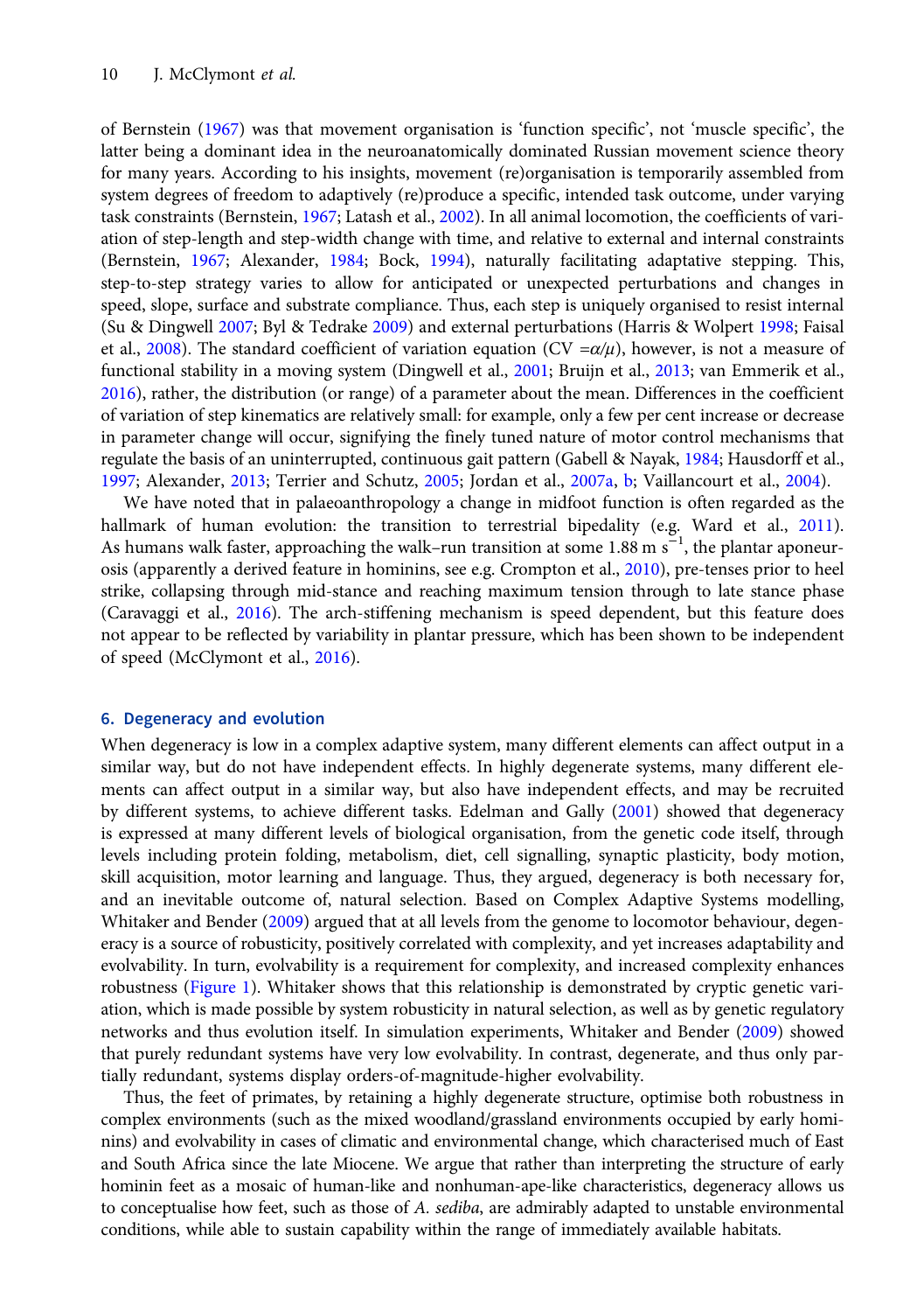of Bernstein (1967) was that movement organisation is 'function specific', not 'muscle specific', the latter being a dominant idea in the neuroanatomically dominated Russian movement science theory for many years. According to his insights, movement (re)organisation is temporarily assembled from system degrees of freedom to adaptively (re)produce a specific, intended task outcome, under varying task constraints (Bernstein, 1967; Latash et al., 2002). In all animal locomotion, the coefficients of variation of step-length and step-width change with time, and relative to external and internal constraints (Bernstein, 1967; Alexander, 1984; Bock, 1994), naturally facilitating adaptative stepping. This, step-to-step strategy varies to allow for anticipated or unexpected perturbations and changes in speed, slope, surface and substrate compliance. Thus, each step is uniquely organised to resist internal (Su & Dingwell 2007; Byl & Tedrake 2009) and external perturbations (Harris & Wolpert 1998; Faisal et al., 2008). The standard coefficient of variation equation (CV $=\alpha/\mu$), however, is not a measure of functional stability in a moving system (Dingwell et al., 2001; Bruijn et al., 2013; van Emmerik et al., 2016), rather, the distribution (or range) of a parameter about the mean. Differences in the coefficient of variation of step kinematics are relatively small: for example, only a few per cent increase or decrease in parameter change will occur, signifying the finely tuned nature of motor control mechanisms that regulate the basis of an uninterrupted, continuous gait pattern (Gabell & Nayak, 1984; Hausdorff et al., 1997; Alexander, 2013; Terrier and Schutz, 2005; Jordan et al., 2007a, b; Vaillancourt et al., 2004).

We have noted that in palaeoanthropology a change in midfoot function is often regarded as the hallmark of human evolution: the transition to terrestrial bipedality (e.g. Ward et al., 2011). As humans walk faster, approaching the walk–run transition at some 1.88 m $s^{-1}$, the plantar aponeurosis (apparently a derived feature in hominins, see e.g. Crompton et al., 2010), pre-tenses prior to heel strike, collapsing through mid-stance and reaching maximum tension through to late stance phase (Caravaggi et al., 2016). The arch-stiffening mechanism is speed dependent, but this feature does not appear to be reflected by variability in plantar pressure, which has been shown to be independent of speed (McClymont et al., 2016).

## 6. Degeneracy and evolution

When degeneracy is low in a complex adaptive system, many different elements can affect output in a similar way, but do not have independent effects. In highly degenerate systems, many different elements can affect output in a similar way, but also have independent effects, and may be recruited by different systems, to achieve different tasks. Edelman and Gally (2001) showed that degeneracy is expressed at many different levels of biological organisation, from the genetic code itself, through levels including protein folding, metabolism, diet, cell signalling, synaptic plasticity, body motion, skill acquisition, motor learning and language. Thus, they argued, degeneracy is both necessary for, and an inevitable outcome of, natural selection. Based on Complex Adaptive Systems modelling, Whitaker and Bender (2009) argued that at all levels from the genome to locomotor behaviour, degeneracy is a source of robusticity, positively correlated with complexity, and yet increases adaptability and evolvability. In turn, evolvability is a requirement for complexity, and increased complexity enhances robustness (Figure 1). Whitaker shows that this relationship is demonstrated by cryptic genetic variation, which is made possible by system robusticity in natural selection, as well as by genetic regulatory networks and thus evolution itself. In simulation experiments, Whitaker and Bender (2009) showed that purely redundant systems have very low evolvability. In contrast, degenerate, and thus only partially redundant, systems display orders-of-magnitude-higher evolvability.

Thus, the feet of primates, by retaining a highly degenerate structure, optimise both robustness in complex environments (such as the mixed woodland/grassland environments occupied by early hominins) and evolvability in cases of climatic and environmental change, which characterised much of East and South Africa since the late Miocene. We argue that rather than interpreting the structure of early hominin feet as a mosaic of human-like and nonhuman-ape-like characteristics, degeneracy allows us to conceptualise how feet, such as those of *A. sediba*, are admirably adapted to unstable environmental conditions, while able to sustain capability within the range of immediately available habitats.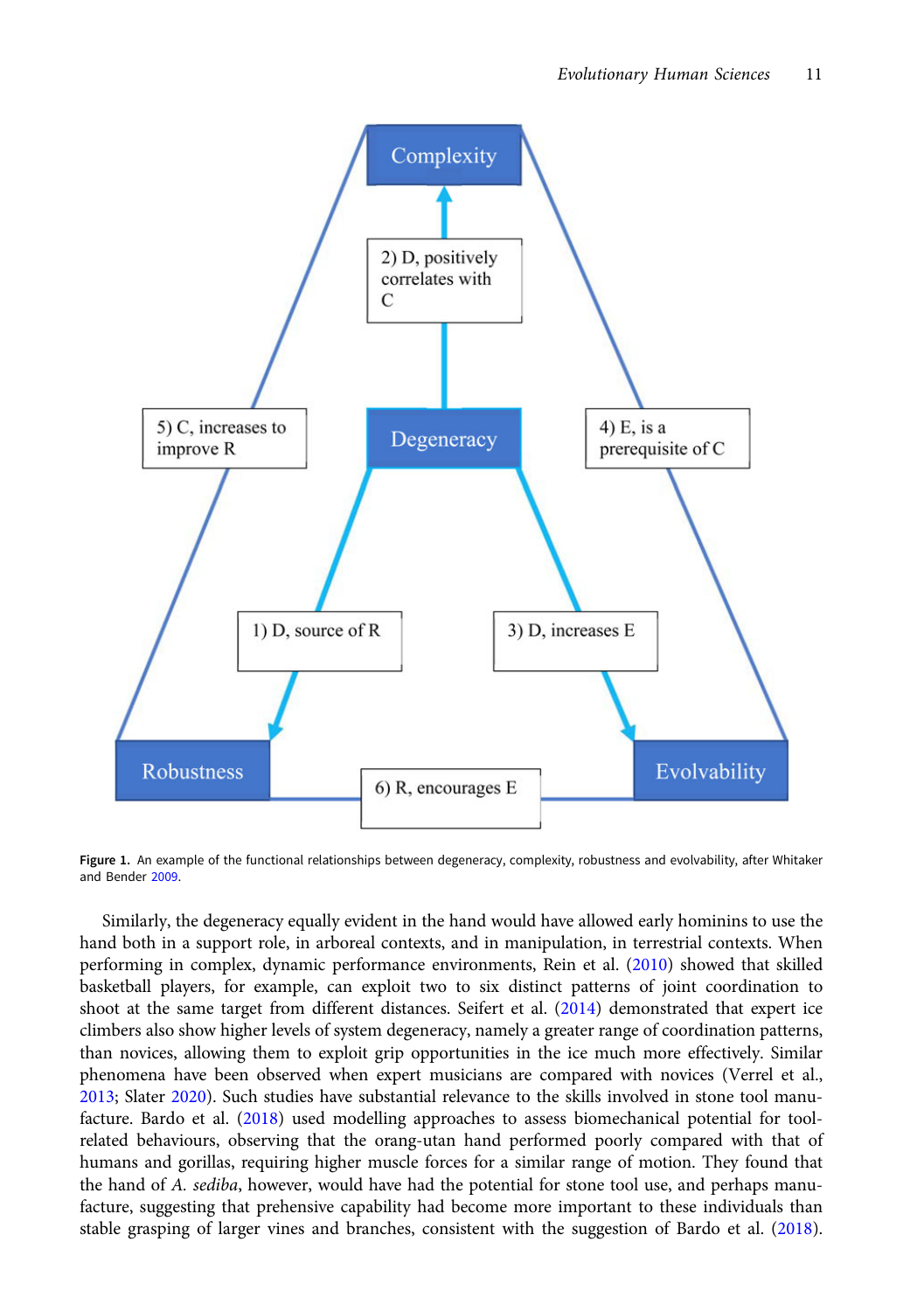Figure 1. An example of the functional relationships between degeneracy, complexity, robustness and evolvability, after Whitaker and Bender 2009.

Similarly, the degeneracy equally evident in the hand would have allowed early hominins to use the hand both in a support role, in arboreal contexts, and in manipulation, in terrestrial contexts. When performing in complex, dynamic performance environments, Rein et al. (2010) showed that skilled basketball players, for example, can exploit two to six distinct patterns of joint coordination to shoot at the same target from different distances. Seifert et al. (2014) demonstrated that expert ice climbers also show higher levels of system degeneracy, namely a greater range of coordination patterns, than novices, allowing them to exploit grip opportunities in the ice much more effectively. Similar phenomena have been observed when expert musicians are compared with novices (Verrel et al., 2013; Slater 2020). Such studies have substantial relevance to the skills involved in stone tool manufacture. Bardo et al. (2018) used modelling approaches to assess biomechanical potential for tool-related behaviours, observing that the orang-utan hand performed poorly compared with that of humans and gorillas, requiring higher muscle forces for a similar range of motion. They found that the hand of *A. sediba*, however, would have had the potential for stone tool use, and perhaps manufacture, suggesting that prehensive capability had become more important to these individuals than stable grasping of larger vines and branches, consistent with the suggestion of Bardo et al. (2018).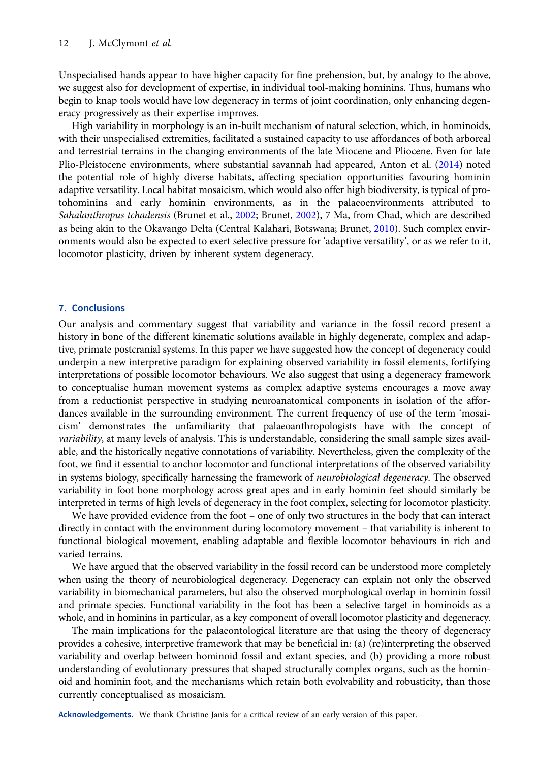Unspecialised hands appear to have higher capacity for fine prehension, but, by analogy to the above, we suggest also for development of expertise, in individual tool-making hominins. Thus, humans who begin to knap tools would have low degeneracy in terms of joint coordination, only enhancing degeneracy progressively as their expertise improves.

High variability in morphology is an in-built mechanism of natural selection, which, in hominoids, with their unspecialised extremities, facilitated a sustained capacity to use affordances of both arboreal and terrestrial terrains in the changing environments of the late Miocene and Pliocene. Even for late Plio-Pleistocene environments, where substantial savannah had appeared, Anton et al. (2014) noted the potential role of highly diverse habitats, affecting speciation opportunities favouring hominin adaptive versatility. Local habitat mosaicism, which would also offer high biodiversity, is typical of protohominins and early hominin environments, as in the palaeoenvironments attributed to *Sahalanthropus tchadensis* (Brunet et al., 2002; Brunet, 2002), 7 Ma, from Chad, which are described as being akin to the Okavango Delta (Central Kalahari, Botswana; Brunet, 2010). Such complex environments would also be expected to exert selective pressure for 'adaptive versatility', or as we refer to it, locomotor plasticity, driven by inherent system degeneracy.

## 7. Conclusions

Our analysis and commentary suggest that variability and variance in the fossil record present a history in bone of the different kinematic solutions available in highly degenerate, complex and adaptive, primate postcranial systems. In this paper we have suggested how the concept of degeneracy could underpin a new interpretive paradigm for explaining observed variability in fossil elements, fortifying interpretations of possible locomotor behaviours. We also suggest that using a degeneracy framework to conceptualise human movement systems as complex adaptive systems encourages a move away from a reductionist perspective in studying neuroanatomical components in isolation of the affordances available in the surrounding environment. The current frequency of use of the term 'mosaicism' demonstrates the unfamiliarity that palaeoanthropologists have with the concept of *variability*, at many levels of analysis. This is understandable, considering the small sample sizes available, and the historically negative connotations of variability. Nevertheless, given the complexity of the foot, we find it essential to anchor locomotor and functional interpretations of the observed variability in systems biology, specifically harnessing the framework of *neurobiological degeneracy*. The observed variability in foot bone morphology across great apes and in early hominin feet should similarly be interpreted in terms of high levels of degeneracy in the foot complex, selecting for locomotor plasticity.

We have provided evidence from the foot – one of only two structures in the body that can interact directly in contact with the environment during locomotory movement – that variability is inherent to functional biological movement, enabling adaptable and flexible locomotor behaviours in rich and varied terrains.

We have argued that the observed variability in the fossil record can be understood more completely when using the theory of neurobiological degeneracy. Degeneracy can explain not only the observed variability in biomechanical parameters, but also the observed morphological overlap in hominin fossil and primate species. Functional variability in the foot has been a selective target in hominoids as a whole, and in hominins in particular, as a key component of overall locomotor plasticity and degeneracy.

The main implications for the palaeontological literature are that using the theory of degeneracy provides a cohesive, interpretive framework that may be beneficial in: (a) (re)interpreting the observed variability and overlap between hominoid fossil and extant species, and (b) providing a more robust understanding of evolutionary pressures that shaped structurally complex organs, such as the hominoid and hominin foot, and the mechanisms which retain both evolvability and robusticity, than those currently conceptualised as mosaicism.

**Acknowledgements.** We thank Christine Janis for a critical review of an early version of this paper.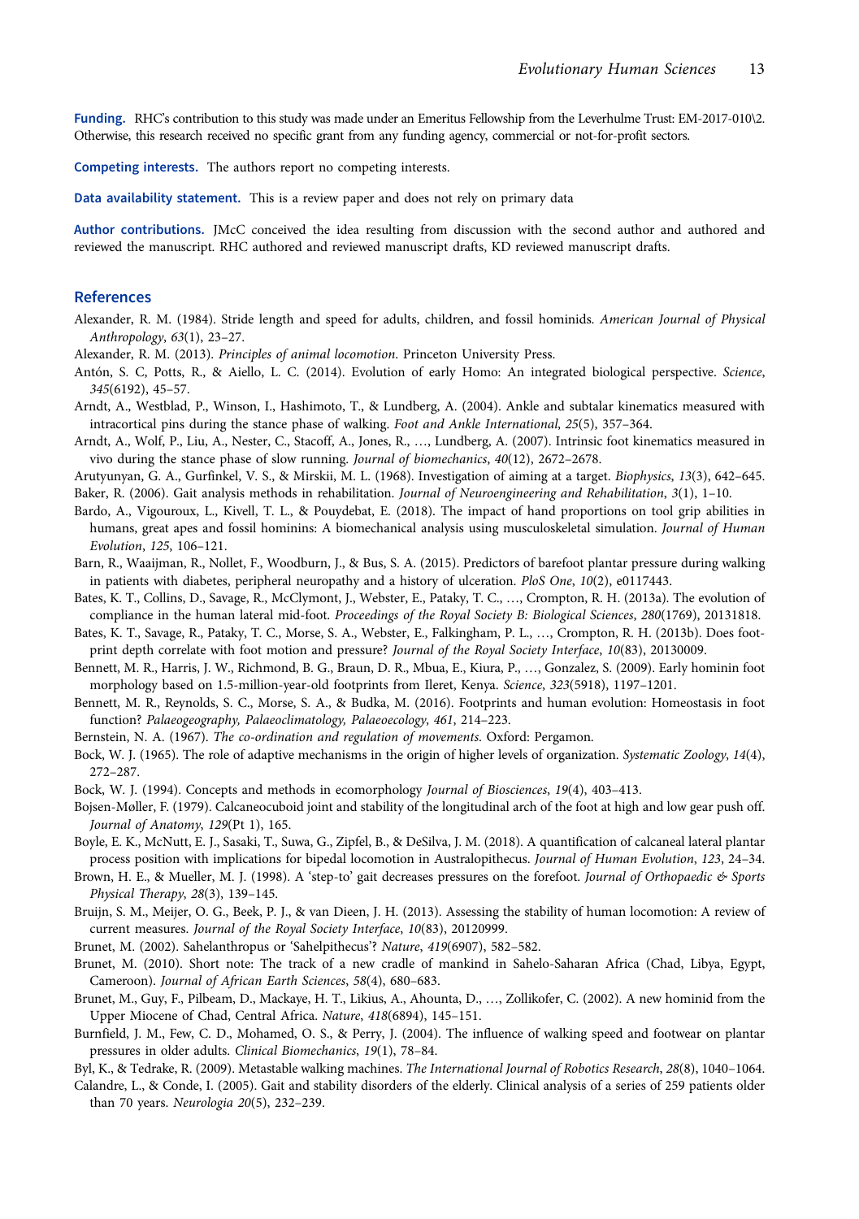**Funding.** RHC's contribution to this study was made under an Emeritus Fellowship from the Leverhulme Trust: EM-2017-010\2. Otherwise, this research received no specific grant from any funding agency, commercial or not-for-profit sectors.

**Competing interests.** The authors report no competing interests.

**Data availability statement.** This is a review paper and does not rely on primary data

**Author contributions.** JMcC conceived the idea resulting from discussion with the second author and authored and reviewed the manuscript. RHC authored and reviewed manuscript drafts, KD reviewed manuscript drafts.

## References

Alexander, R. M. (1984). Stride length and speed for adults, children, and fossil hominids. *American Journal of Physical Anthropology*, *63*(1), 23–27.

Alexander, R. M. (2013). *Principles of animal locomotion*. Princeton University Press.

Antón, S. C, Potts, R., & Aiello, L. C. (2014). Evolution of early Homo: An integrated biological perspective. *Science*, *345*(6192), 45–57.

Arndt, A., Westblad, P., Winson, I., Hashimoto, T., & Lundberg, A. (2004). Ankle and subtalar kinematics measured with intracortical pins during the stance phase of walking. *Foot and Ankle International*, *25*(5), 357–364.

Arndt, A., Wolf, P., Liu, A., Nester, C., Stacoff, A., Jones, R., …, Lundberg, A. (2007). Intrinsic foot kinematics measured in vivo during the stance phase of slow running. *Journal of biomechanics*, *40*(12), 2672–2678.

Arutyunyan, G. A., Gurfinkel, V. S., & Mirskii, M. L. (1968). Investigation of aiming at a target. *Biophysics*, *13*(3), 642–645.

Baker, R. (2006). Gait analysis methods in rehabilitation. *Journal of Neuroengineering and Rehabilitation*, *3*(1), 1–10.

Bardo, A., Vigouroux, L., Kivell, T. L., & Pouydebat, E. (2018). The impact of hand proportions on tool grip abilities in humans, great apes and fossil hominins: A biomechanical analysis using musculoskeletal simulation. *Journal of Human Evolution*, *125*, 106–121.

Barn, R., Waaijman, R., Nollet, F., Woodburn, J., & Bus, S. A. (2015). Predictors of barefoot plantar pressure during walking in patients with diabetes, peripheral neuropathy and a history of ulceration. *PloS One*, *10*(2), e0117443.

Bates, K. T., Collins, D., Savage, R., McClymont, J., Webster, E., Pataky, T. C., …, Crompton, R. H. (2013a). The evolution of compliance in the human lateral mid-foot. *Proceedings of the Royal Society B: Biological Sciences*, *280*(1769), 20131818.

Bates, K. T., Savage, R., Pataky, T. C., Morse, S. A., Webster, E., Falkingham, P. L., …, Crompton, R. H. (2013b). Does footprint depth correlate with foot motion and pressure? *Journal of the Royal Society Interface*, *10*(83), 20130009.

Bennett, M. R., Harris, J. W., Richmond, B. G., Braun, D. R., Mbua, E., Kiura, P., …, Gonzalez, S. (2009). Early hominin foot morphology based on 1.5-million-year-old footprints from Ileret, Kenya. *Science*, *323*(5918), 1197–1201.

Bennett, M. R., Reynolds, S. C., Morse, S. A., & Budka, M. (2016). Footprints and human evolution: Homeostasis in foot function? *Palaeogeography, Palaeoclimatology, Palaeoecology*, *461*, 214–223.

Bernstein, N. A. (1967). *The co-ordination and regulation of movements*. Oxford: Pergamon.

Bock, W. J. (1965). The role of adaptive mechanisms in the origin of higher levels of organization. *Systematic Zoology*, *14*(4), 272–287.

Bock, W. J. (1994). Concepts and methods in ecomorphology *Journal of Biosciences*, *19*(4), 403–413.

Bojsen-Møller, F. (1979). Calcaneocuboid joint and stability of the longitudinal arch of the foot at high and low gear push off. *Journal of Anatomy*, *129*(Pt 1), 165.

Boyle, E. K., McNutt, E. J., Sasaki, T., Suwa, G., Zipfel, B., & DeSilva, J. M. (2018). A quantification of calcaneal lateral plantar process position with implications for bipedal locomotion in Australopithecus. *Journal of Human Evolution*, *123*, 24–34.

Brown, H. E., & Mueller, M. J. (1998). A 'step-to' gait decreases pressures on the forefoot. *Journal of Orthopaedic & Sports Physical Therapy*, *28*(3), 139–145.

Bruijn, S. M., Meijer, O. G., Beek, P. J., & van Dieen, J. H. (2013). Assessing the stability of human locomotion: A review of current measures. *Journal of the Royal Society Interface*, *10*(83), 20120999.

Brunet, M. (2002). Sahelanthropus or 'Sahelpithecus'? *Nature*, *419*(6907), 582–582.

Brunet, M. (2010). Short note: The track of a new cradle of mankind in Sahelo-Saharan Africa (Chad, Libya, Egypt, Cameroon). *Journal of African Earth Sciences*, *58*(4), 680–683.

Brunet, M., Guy, F., Pilbeam, D., Mackaye, H. T., Likius, A., Ahounta, D., …, Zollikofer, C. (2002). A new hominid from the Upper Miocene of Chad, Central Africa. *Nature*, *418*(6894), 145–151.

Burnfield, J. M., Few, C. D., Mohamed, O. S., & Perry, J. (2004). The influence of walking speed and footwear on plantar pressures in older adults. *Clinical Biomechanics*, *19*(1), 78–84.

Byl, K., & Tedrake, R. (2009). Metastable walking machines. *The International Journal of Robotics Research*, *28*(8), 1040–1064.

Calandre, L., & Conde, I. (2005). Gait and stability disorders of the elderly. Clinical analysis of a series of 259 patients older than 70 years. *Neurologia* *20*(5), 232–239.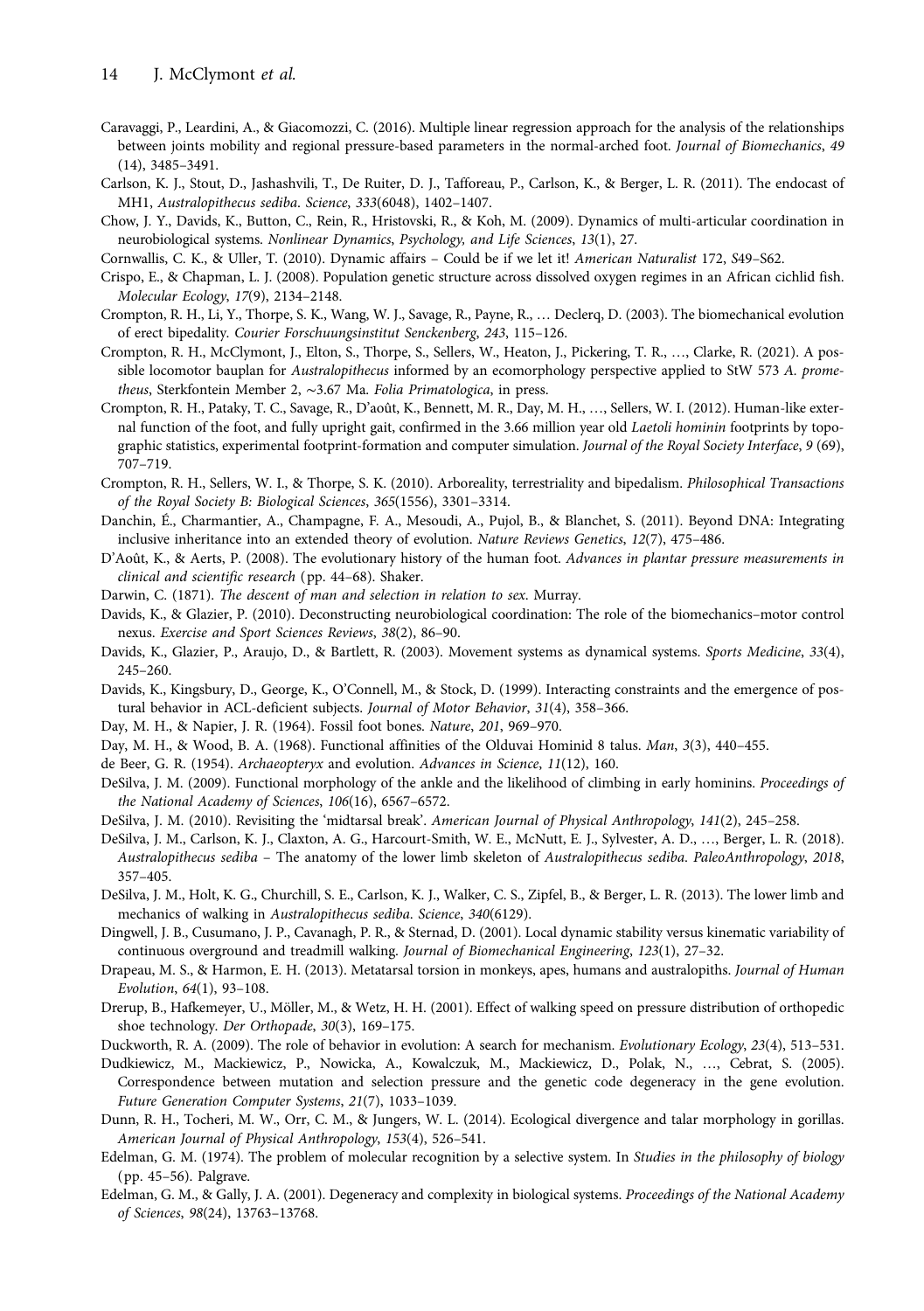Caravaggi, P., Leardini, A., & Giacomozzi, C. (2016). Multiple linear regression approach for the analysis of the relationships between joints mobility and regional pressure-based parameters in the normal-arched foot. *Journal of Biomechanics*, *49* (14), 3485–3491.

Carlson, K. J., Stout, D., Jashashvili, T., De Ruiter, D. J., Tafforeau, P., Carlson, K., & Berger, L. R. (2011). The endocast of MH1, *Australopithecus sediba*. *Science*, *333*(6048), 1402–1407.

Chow, J. Y., Davids, K., Button, C., Rein, R., Hristovski, R., & Koh, M. (2009). Dynamics of multi-articular coordination in neurobiological systems. *Nonlinear Dynamics, Psychology, and Life Sciences*, *13*(1), 27.

Cornwallis, C. K., & Uller, T. (2010). Dynamic affairs – Could be if we let it! *American Naturalist* 172, S49–S62.

Crispo, E., & Chapman, L. J. (2008). Population genetic structure across dissolved oxygen regimes in an African cichlid fish. *Molecular Ecology*, *17*(9), 2134–2148.

Crompton, R. H., Li, Y., Thorpe, S. K., Wang, W. J., Savage, R., Payne, R., … Declerq, D. (2003). The biomechanical evolution of erect bipedality. *Courier Forschuungsinstitut Senckenberg*, *243*, 115–126.

Crompton, R. H., McClymont, J., Elton, S., Thorpe, S., Sellers, W., Heaton, J., Pickering, T. R., …, Clarke, R. (2021). A possible locomotor bauplan for *Australopithecus* informed by an ecomorphology perspective applied to StW 573 *A. prometheus*, Sterkfontein Member 2, ~3.67 Ma. *Folia Primatologica*, in press.

Crompton, R. H., Pataky, T. C., Savage, R., D'août, K., Bennett, M. R., Day, M. H., …, Sellers, W. I. (2012). Human-like external function of the foot, and fully upright gait, confirmed in the 3.66 million year old *Laetoli hominin* footprints by topographic statistics, experimental footprint-formation and computer simulation. *Journal of the Royal Society Interface*, *9* (69), 707–719.

Crompton, R. H., Sellers, W. I., & Thorpe, S. K. (2010). Arboreality, terrestriality and bipedalism. *Philosophical Transactions of the Royal Society B: Biological Sciences*, *365*(1556), 3301–3314.

Danchin, É., Charmantier, A., Champagne, F. A., Mesoudi, A., Pujol, B., & Blanchet, S. (2011). Beyond DNA: Integrating inclusive inheritance into an extended theory of evolution. *Nature Reviews Genetics*, *12*(7), 475–486.

D'Août, K., & Aerts, P. (2008). The evolutionary history of the human foot. *Advances in plantar pressure measurements in clinical and scientific research* (pp. 44–68). Shaker.

Darwin, C. (1871). *The descent of man and selection in relation to sex*. Murray.

Davids, K., & Glazier, P. (2010). Deconstructing neurobiological coordination: The role of the biomechanics–motor control nexus. *Exercise and Sport Sciences Reviews*, *38*(2), 86–90.

Davids, K., Glazier, P., Araujo, D., & Bartlett, R. (2003). Movement systems as dynamical systems. *Sports Medicine*, *33*(4), 245–260.

Davids, K., Kingsbury, D., George, K., O'Connell, M., & Stock, D. (1999). Interacting constraints and the emergence of postural behavior in ACL-deficient subjects. *Journal of Motor Behavior*, *31*(4), 358–366.

Day, M. H., & Napier, J. R. (1964). Fossil foot bones. *Nature*, *201*, 969–970.

Day, M. H., & Wood, B. A. (1968). Functional affinities of the Olduvai Hominid 8 talus. *Man*, *3*(3), 440–455.

de Beer, G. R. (1954). *Archaeopteryx* and evolution. *Advances in Science*, *11*(12), 160.

DeSilva, J. M. (2009). Functional morphology of the ankle and the likelihood of climbing in early hominins. *Proceedings of the National Academy of Sciences*, *106*(16), 6567–6572.

DeSilva, J. M. (2010). Revisiting the 'midtarsal break'. *American Journal of Physical Anthropology*, *141*(2), 245–258.

DeSilva, J. M., Carlson, K. J., Claxton, A. G., Harcourt-Smith, W. E., McNutt, E. J., Sylvester, A. D., …, Berger, L. R. (2018). *Australopithecus sediba* – The anatomy of the lower limb skeleton of *Australopithecus sediba*. *PaleoAnthropology*, *2018*, 357–405.

DeSilva, J. M., Holt, K. G., Churchill, S. E., Carlson, K. J., Walker, C. S., Zipfel, B., & Berger, L. R. (2013). The lower limb and mechanics of walking in *Australopithecus sediba*. *Science*, *340*(6129).

Dingwell, J. B., Cusumano, J. P., Cavanagh, P. R., & Sternad, D. (2001). Local dynamic stability versus kinematic variability of continuous overground and treadmill walking. *Journal of Biomechanical Engineering*, *123*(1), 27–32.

Drapeau, M. S., & Harmon, E. H. (2013). Metatarsal torsion in monkeys, apes, humans and australopiths. *Journal of Human Evolution*, *64*(1), 93–108.

Drerup, B., Hafkemeyer, U., Möller, M., & Wetz, H. H. (2001). Effect of walking speed on pressure distribution of orthopedic shoe technology. *Der Orthopade*, *30*(3), 169–175.

Duckworth, R. A. (2009). The role of behavior in evolution: A search for mechanism. *Evolutionary Ecology*, *23*(4), 513–531.

Dudkiewicz, M., Mackiewicz, P., Nowicka, A., Kowalczuk, M., Mackiewicz, D., Polak, N., …, Cebrat, S. (2005). Correspondence between mutation and selection pressure and the genetic code degeneracy in the gene evolution. *Future Generation Computer Systems*, *21*(7), 1033–1039.

Dunn, R. H., Tocheri, M. W., Orr, C. M., & Jungers, W. L. (2014). Ecological divergence and talar morphology in gorillas. *American Journal of Physical Anthropology*, *153*(4), 526–541.

Edelman, G. M. (1974). The problem of molecular recognition by a selective system. In *Studies in the philosophy of biology* (pp. 45–56). Palgrave.

Edelman, G. M., & Gally, J. A. (2001). Degeneracy and complexity in biological systems. *Proceedings of the National Academy of Sciences*, *98*(24), 13763–13768.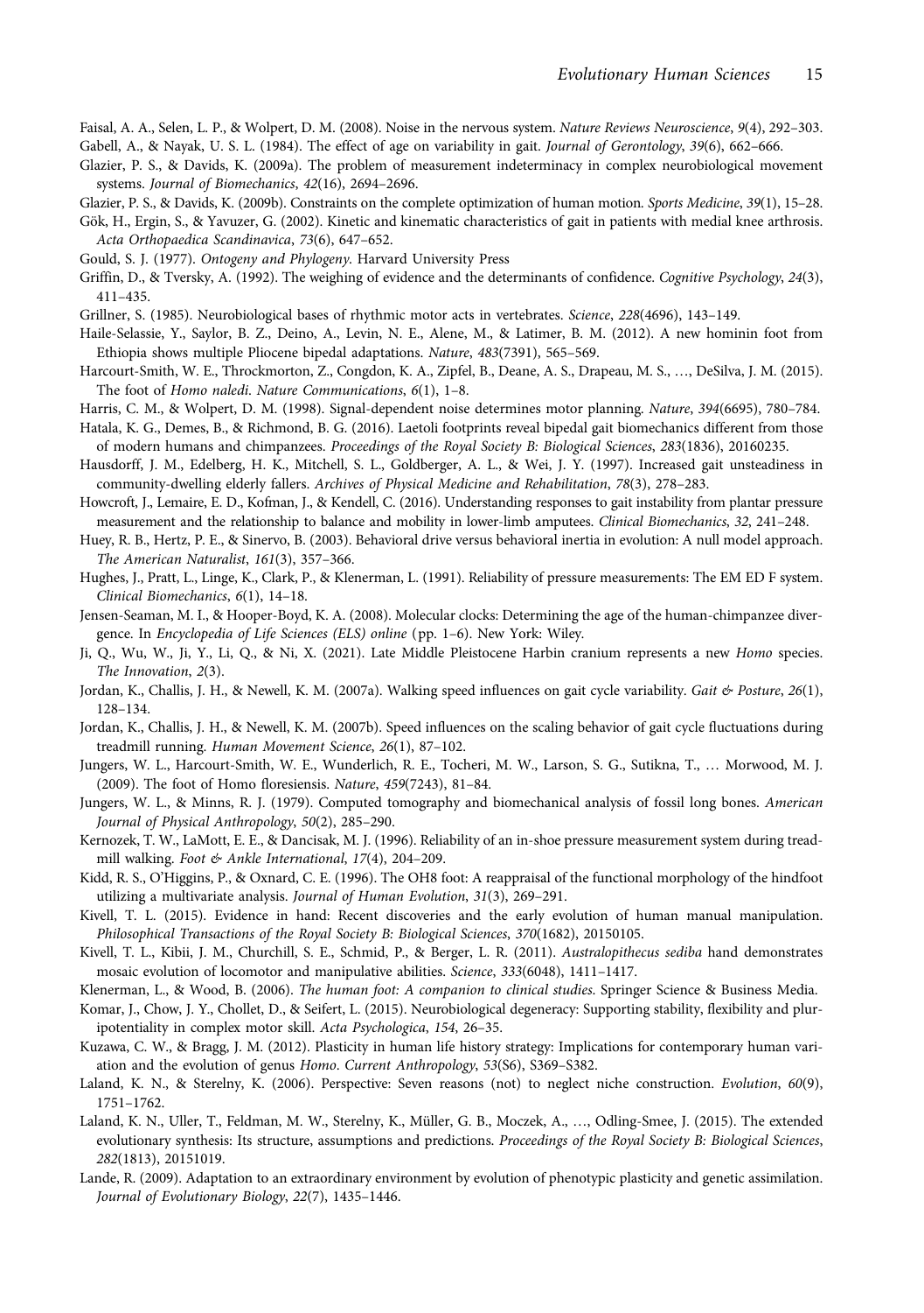Faisal, A. A., Selen, L. P., & Wolpert, D. M. (2008). Noise in the nervous system. *Nature Reviews Neuroscience*, *9*(4), 292–303.

Gabell, A., & Nayak, U. S. L. (1984). The effect of age on variability in gait. *Journal of Gerontology*, *39*(6), 662–666.

Glazier, P. S., & Davids, K. (2009a). The problem of measurement indeterminacy in complex neurobiological movement systems. *Journal of Biomechanics*, *42*(16), 2694–2696.

Glazier P. S., & Davids, K. (2009b). Constraints on the complete optimization of human motion. *Sports Medicine*, *39*(1), 15–28.

Gök, H., Ergin, S., & Yavuzer, G. (2002). Kinetic and kinematic characteristics of gait in patients with medial knee arthrosis. *Acta Orthopaedica Scandinavica*, *73*(6), 647–652.

Gould, S. J. (1977). *Ontogeny and Phylogeny*. Harvard University Press

Griffin, D., & Tversky, A. (1992). The weighing of evidence and the determinants of confidence. *Cognitive Psychology*, *24*(3), 411–435.

Grillner, S. (1985). Neurobiological bases of rhythmic motor acts in vertebrates. *Science*, *228*(4696), 143–149.

Haile-Selassie, Y., Saylor, B. Z., Deino, A., Levin, N. E., Alene, M., & Latimer, B. M. (2012). A new hominin foot from Ethiopia shows multiple Pliocene bipedal adaptations. *Nature*, *483*(7391), 565–569.

Harcourt-Smith, W. E., Throckmorton, Z., Congdon, K. A., Zipfel, B., Deane, A. S., Drapeau, M. S., …, DeSilva, J. M. (2015). The foot of *Homo naledi*. *Nature Communications*, *6*(1), 1–8.

Harris, C. M., & Wolpert, D. M. (1998). Signal-dependent noise determines motor planning. *Nature*, *394*(6695), 780–784.

Hatala, K. G., Demes, B., & Richmond, B. G. (2016). Laetoli footprints reveal bipedal gait biomechanics different from those of modern humans and chimpanzees. *Proceedings of the Royal Society B: Biological Sciences*, *283*(1836), 20160235.

Hausdorff, J. M., Edelberg, H. K., Mitchell, S. L., Goldberger, A. L., & Wei, J. Y. (1997). Increased gait unsteadiness in community-dwelling elderly fallers. *Archives of Physical Medicine and Rehabilitation*, *78*(3), 278–283.

Howcroft, J., Lemaire, E. D., Kofman, J., & Kendell, C. (2016). Understanding responses to gait instability from plantar pressure measurement and the relationship to balance and mobility in lower-limb amputees. *Clinical Biomechanics*, *32*, 241–248.

Huey, R. B., Hertz, P. E., & Sinervo, B. (2003). Behavioral drive versus behavioral inertia in evolution: A null model approach. *The American Naturalist*, *161*(3), 357–366.

Hughes, J., Pratt, L., Linge, K., Clark, P., & Klenerman, L. (1991). Reliability of pressure measurements: The EM ED F system. *Clinical Biomechanics*, *6*(1), 14–18.

Jensen-Seaman, M. I., & Hooper-Boyd, K. A. (2008). Molecular clocks: Determining the age of the human-chimpanzee divergence. In *Encyclopedia of Life Sciences (ELS) online* (pp. 1–6). New York: Wiley.

Ji, Q., Wu, W., Ji, Y., Li, Q., & Ni, X. (2021). Late Middle Pleistocene Harbin cranium represents a new *Homo* species. *The Innovation*, *2*(3).

Jordan, K., Challis, J. H., & Newell, K. M. (2007a). Walking speed influences on gait cycle variability. *Gait & Posture*, *26*(1), 128–134.

Jordan, K., Challis, J. H., & Newell, K. M. (2007b). Speed influences on the scaling behavior of gait cycle fluctuations during treadmill running. *Human Movement Science*, *26*(1), 87–102.

Jungers, W. L., Harcourt-Smith, W. E., Wunderlich, R. E., Tocheri, M. W., Larson, S. G., Sutikna, T., … Morwood, M. J. (2009). The foot of Homo floresiensis. *Nature*, *459*(7243), 81–84.

Jungers, W. L., & Minns, R. J. (1979). Computed tomography and biomechanical analysis of fossil long bones. *American Journal of Physical Anthropology*, *50*(2), 285–290.

Kernozek, T. W., LaMott, E. E., & Dancisak, M. J. (1996). Reliability of an in-shoe pressure measurement system during treadmill walking. *Foot & Ankle International*, *17*(4), 204–209.

Kidd, R. S., O'Higgins, P., & Oxnard, C. E. (1996). The OH8 foot: A reappraisal of the functional morphology of the hindfoot utilizing a multivariate analysis. *Journal of Human Evolution*, *31*(3), 269–291.

Kivell, T. L. (2015). Evidence in hand: Recent discoveries and the early evolution of human manual manipulation. *Philosophical Transactions of the Royal Society B: Biological Sciences*, *370*(1682), 20150105.

Kivell, T. L., Kibii, J. M., Churchill, S. E., Schmid, P., & Berger, L. R. (2011). *Australopithecus sediba* hand demonstrates mosaic evolution of locomotor and manipulative abilities. *Science*, *333*(6048), 1411–1417.

Klenerman, L., & Wood, B. (2006). *The human foot: A companion to clinical studies*. Springer Science & Business Media.

Komar, J., Chow, J. Y., Chollet, D., & Seifert, L. (2015). Neurobiological degeneracy: Supporting stability, flexibility and pluripotentiality in complex motor skill. *Acta Psychologica*, *154*, 26–35.

Kuzawa, C. W., & Bragg, J. M. (2012). Plasticity in human life history strategy: Implications for contemporary human variation and the evolution of genus *Homo*. *Current Anthropology*, *53*(S6), S369–S382.

Laland, K. N., & Sterelny, K. (2006). Perspective: Seven reasons (not) to neglect niche construction. *Evolution*, *60*(9), 1751–1762.

Laland, K. N., Uller, T., Feldman, M. W., Sterelny, K., Müller, G. B., Moczek, A., …, Odling-Smee, J. (2015). The extended evolutionary synthesis: Its structure, assumptions and predictions. *Proceedings of the Royal Society B: Biological Sciences*, *282*(1813), 20151019.

Lande, R. (2009). Adaptation to an extraordinary environment by evolution of phenotypic plasticity and genetic assimilation. *Journal of Evolutionary Biology*, *22*(7), 1435–1446.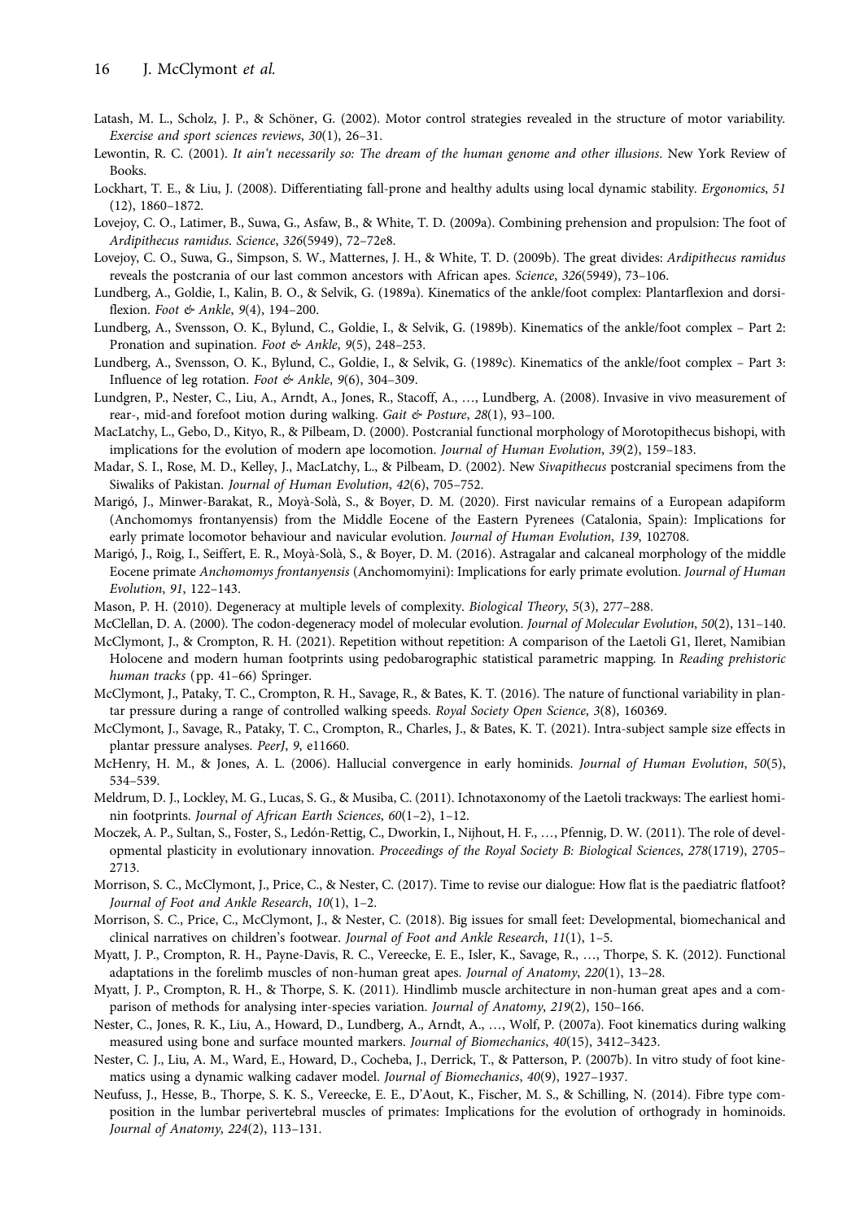Latash, M. L., Scholz, J. P., & Schöner, G. (2002). Motor control strategies revealed in the structure of motor variability. *Exercise and sport sciences reviews*, *30*(1), 26–31.

Lewontin, R. C. (2001). *It ain't necessarily so: The dream of the human genome and other illusions*. New York Review of Books.

Lockhart, T. E., & Liu, J. (2008). Differentiating fall-prone and healthy adults using local dynamic stability. *Ergonomics*, *51* (12), 1860–1872.

Lovejoy, C. O., Latimer, B., Suwa, G., Asfaw, B., & White, T. D. (2009a). Combining prehension and propulsion: The foot of *Ardipithecus ramidus*. *Science*, *326*(5949), 72–72e8.

Lovejoy, C. O., Suwa, G., Simpson, S. W., Matternes, J. H., & White, T. D. (2009b). The great divides: *Ardipithecus ramidus* reveals the postcrania of our last common ancestors with African apes. *Science*, *326*(5949), 73–106.

Lundberg, A., Goldie, I., Kalin, B. O., & Selvik, G. (1989a). Kinematics of the ankle/foot complex: Plantarflexion and dorsiflexion. *Foot & Ankle*, *9*(4), 194–200.

Lundberg, A., Svensson, O. K., Bylund, C., Goldie, I., & Selvik, G. (1989b). Kinematics of the ankle/foot complex – Part 2: Pronation and supination. *Foot & Ankle*, *9*(5), 248–253.

Lundberg, A., Svensson, O. K., Bylund, C., Goldie, I., & Selvik, G. (1989c). Kinematics of the ankle/foot complex – Part 3: Influence of leg rotation. *Foot & Ankle*, *9*(6), 304–309.

Lundgren, P., Nester, C., Liu, A., Arndt, A., Jones, R., Stacoff, A., …, Lundberg, A. (2008). Invasive in vivo measurement of rear-, mid-and forefoot motion during walking. *Gait & Posture*, *28*(1), 93–100.

MacLatchy, L., Gebo, D., Kityo, R., & Pilbeam, D. (2000). Postcranial functional morphology of Morotopithecus bishopi, with implications for the evolution of modern ape locomotion. *Journal of Human Evolution*, *39*(2), 159–183.

Madar, S. I., Rose, M. D., Kelley, J., MacLatchy, L., & Pilbeam, D. (2002). New *Sivapithecus* postcranial specimens from the Siwaliks of Pakistan. *Journal of Human Evolution*, *42*(6), 705–752.

Marigó, J., Minwer-Barakat, R., Moyà-Solà, S., & Boyer, D. M. (2020). First navicular remains of a European adapiform (Anchomomys frontanyensis) from the Middle Eocene of the Eastern Pyrenees (Catalonia, Spain): Implications for early primate locomotor behaviour and navicular evolution. *Journal of Human Evolution*, *139*, 102708.

Marigó, J., Roig, I., Seiffert, E. R., Moyà-Solà, S., & Boyer, D. M. (2016). Astragalar and calcaneal morphology of the middle Eocene primate *Anchomomys frontanyensis* (Anchomomyini): Implications for early primate evolution. *Journal of Human Evolution*, *91*, 122–143.

Mason, P. H. (2010). Degeneracy at multiple levels of complexity. *Biological Theory*, *5*(3), 277–288.

McClellan, D. A. (2000). The codon-degeneracy model of molecular evolution. *Journal of Molecular Evolution*, *50*(2), 131–140.

McClymont, J., & Crompton, R. H. (2021). Repetition without repetition: A comparison of the Laetoli G1, Ileret, Namibian Holocene and modern human footprints using pedobarographic statistical parametric mapping. In *Reading prehistoric human tracks* (pp. 41–66) Springer.

McClymont, J., Pataky, T. C., Crompton, R. H., Savage, R., & Bates, K. T. (2016). The nature of functional variability in plantar pressure during a range of controlled walking speeds. *Royal Society Open Science*, *3*(8), 160369.

McClymont, J., Savage, R., Pataky, T. C., Crompton, R., Charles, J., & Bates, K. T. (2021). Intra-subject sample size effects in plantar pressure analyses. *PeerJ*, *9*, e11660.

McHenry, H. M., & Jones, A. L. (2006). Hallucial convergence in early hominids. *Journal of Human Evolution*, *50*(5), 534–539.

Meldrum, D. J., Lockley, M. G., Lucas, S. G., & Musiba, C. (2011). Ichnotaxonomy of the Laetoli trackways: The earliest hominin footprints. *Journal of African Earth Sciences*, *60*(1–2), 1–12.

Moczek, A. P., Sultan, S., Foster, S., Ledón-Rettig, C., Dworkin, I., Nijhout, H. F., …, Pfennig, D. W. (2011). The role of developmental plasticity in evolutionary innovation. *Proceedings of the Royal Society B: Biological Sciences*, *278*(1719), 2705–2713.

Morrison, S. C., McClymont, J., Price, C., & Nester, C. (2017). Time to revise our dialogue: How flat is the paediatric flatfoot? *Journal of Foot and Ankle Research*, *10*(1), 1–2.

Morrison, S. C., Price, C., McClymont, J., & Nester, C. (2018). Big issues for small feet: Developmental, biomechanical and clinical narratives on children's footwear. *Journal of Foot and Ankle Research*, *11*(1), 1–5.

Myatt, J. P., Crompton, R. H., Payne-Davis, R. C., Vereecke, E. E., Isler, K., Savage, R., …, Thorpe, S. K. (2012). Functional adaptations in the forelimb muscles of non-human great apes. *Journal of Anatomy*, *220*(1), 13–28.

Myatt, J. P., Crompton, R. H., & Thorpe, S. K. (2011). Hindlimb muscle architecture in non-human great apes and a comparison of methods for analysing inter-species variation. *Journal of Anatomy*, *219*(2), 150–166.

Nester, C., Jones, R. K., Liu, A., Howard, D., Lundberg, A., Arndt, A., …, Wolf, P. (2007a). Foot kinematics during walking measured using bone and surface mounted markers. *Journal of Biomechanics*, *40*(15), 3412–3423.

Nester, C. J., Liu, A. M., Ward, E., Howard, D., Cocheba, J., Derrick, T., & Patterson, P. (2007b). In vitro study of foot kinematics using a dynamic walking cadaver model. *Journal of Biomechanics*, *40*(9), 1927–1937.

Neufuss, J., Hesse, B., Thorpe, S. K. S., Vereecke, E. E., D'Aout, K., Fischer, M. S., & Schilling, N. (2014). Fibre type composition in the lumbar perivertebral muscles of primates: Implications for the evolution of orthogrady in hominoids. *Journal of Anatomy*, *224*(2), 113–131.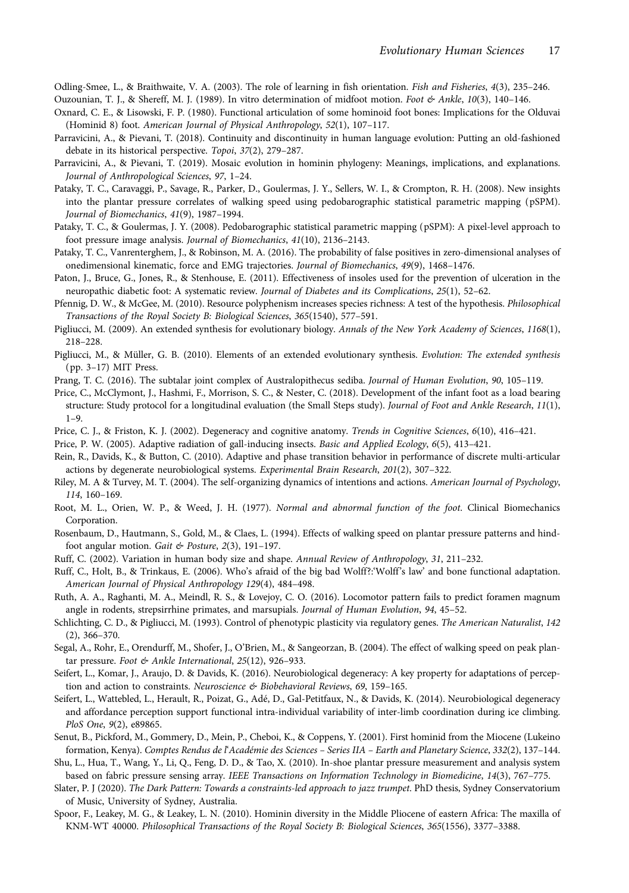Odling-Smee, L., & Braithwaite, V. A. (2003). The role of learning in fish orientation. *Fish and Fisheries*, *4*(3), 235–246.

Ouzounian, T. J., & Shereff, M. J. (1989). In vitro determination of midfoot motion. *Foot & Ankle*, *10*(3), 140–146.

Oxnard, C. E., & Lisowski, F. P. (1980). Functional articulation of some hominoid foot bones: Implications for the Olduvai (Hominid 8) foot. *American Journal of Physical Anthropology*, *52*(1), 107–117.

Parravicini, A., & Pievani, T. (2018). Continuity and discontinuity in human language evolution: Putting an old-fashioned debate in its historical perspective. *Topoi*, *37*(2), 279–287.

Parravicini, A., & Pievani, T. (2019). Mosaic evolution in hominin phylogeny: Meanings, implications, and explanations. *Journal of Anthropological Sciences*, *97*, 1–24.

Pataky, T. C., Caravaggi, P., Savage, R., Parker, D., Goulermas, J. Y., Sellers, W. I., & Crompton, R. H. (2008). New insights into the plantar pressure correlates of walking speed using pedobarographic statistical parametric mapping (pSPM). *Journal of Biomechanics*, *41*(9), 1987–1994.

Pataky, T. C., & Goulermas, J. Y. (2008). Pedobarographic statistical parametric mapping (pSPM): A pixel-level approach to foot pressure image analysis. *Journal of Biomechanics*, *41*(10), 2136–2143.

Pataky, T. C., Vanrenterghem, J., & Robinson, M. A. (2016). The probability of false positives in zero-dimensional analyses of onedimensional kinematic, force and EMG trajectories. *Journal of Biomechanics*, *49*(9), 1468–1476.

Paton, J., Bruce, G., Jones, R., & Stenhouse, E. (2011). Effectiveness of insoles used for the prevention of ulceration in the neuropathic diabetic foot: A systematic review. *Journal of Diabetes and its Complications*, *25*(1), 52–62.

Pfennig, D. W., & McGee, M. (2010). Resource polyphenism increases species richness: A test of the hypothesis. *Philosophical Transactions of the Royal Society B: Biological Sciences*, *365*(1540), 577–591.

Pigliucci, M. (2009). An extended synthesis for evolutionary biology. *Annals of the New York Academy of Sciences*, *1168*(1), 218–228.

Pigliucci, M., & Müller, G. B. (2010). Elements of an extended evolutionary synthesis. *Evolution: The extended synthesis* (pp. 3–17) MIT Press.

Prang, T. C. (2016). The subtalar joint complex of Australopithecus sediba. *Journal of Human Evolution*, *90*, 105–119.

Price, C., McClymont, J., Hashmi, F., Morrison, S. C., & Nester, C. (2018). Development of the infant foot as a load bearing structure: Study protocol for a longitudinal evaluation (the Small Steps study). *Journal of Foot and Ankle Research*, *11*(1), 1–9.

Price, C. J., & Friston, K. J. (2002). Degeneracy and cognitive anatomy. *Trends in Cognitive Sciences*, *6*(10), 416–421.

Price, P. W. (2005). Adaptive radiation of gall-inducing insects. *Basic and Applied Ecology*, *6*(5), 413–421.

Rein, R., Davids, K., & Button, C. (2010). Adaptive and phase transition behavior in performance of discrete multi-articular actions by degenerate neurobiological systems. *Experimental Brain Research*, *201*(2), 307–322.

Riley, M. A & Turvey, M. T. (2004). The self-organizing dynamics of intentions and actions. *American Journal of Psychology*, *114*, 160–169.

Root, M. L., Orien, W. P., & Weed, J. H. (1977). *Normal and abnormal function of the foot*. Clinical Biomechanics Corporation.

Rosenbaum, D., Hautmann, S., Gold, M., & Claes, L. (1994). Effects of walking speed on plantar pressure patterns and hind-foot angular motion. *Gait & Posture*, *2*(3), 191–197.

Ruff, C. (2002). Variation in human body size and shape. *Annual Review of Anthropology*, *31*, 211–232.

Ruff, C., Holt, B., & Trinkaus, E. (2006). Who's afraid of the big bad Wolff?:'Wolff's law' and bone functional adaptation. *American Journal of Physical Anthropology* *129*(4), 484–498.

Ruth, A. A., Raghanti, M. A., Meindl, R. S., & Lovejoy, C. O. (2016). Locomotor pattern fails to predict foramen magnum angle in rodents, strepsirrhine primates, and marsupials. *Journal of Human Evolution*, *94*, 45–52.

Schlichting, C. D., & Pigliucci, M. (1993). Control of phenotypic plasticity via regulatory genes. *The American Naturalist*, *142* (2), 366–370.

Segal, A., Rohr, E., Orendurff, M., Shofer, J., O'Brien, M., & Sangeorzan, B. (2004). The effect of walking speed on peak plantar pressure. *Foot & Ankle International*, *25*(12), 926–933.

Seifert, L., Komar, J., Araujo, D. & Davids, K. (2016). Neurobiological degeneracy: A key property for adaptations of perception and action to constraints. *Neuroscience & Biobehavioral Reviews*, *69*, 159–165.

Seifert, L., Wattebled, L., Herault, R., Poizat, G., Adé, D., Gal-Petitfaux, N., & Davids, K. (2014). Neurobiological degeneracy and affordance perception support functional intra-individual variability of inter-limb coordination during ice climbing. *PloS One*, *9*(2), e89865.

Senut, B., Pickford, M., Gommery, D., Mein, P., Cheboi, K., & Coppens, Y. (2001). First hominid from the Miocene (Lukeino formation, Kenya). *Comptes Rendus de l'Académie des Sciences – Series IIA – Earth and Planetary Science*, *332*(2), 137–144.

Shu, L., Hua, T., Wang, Y., Li, Q., Feng, D. D., & Tao, X. (2010). In-shoe plantar pressure measurement and analysis system based on fabric pressure sensing array. *IEEE Transactions on Information Technology in Biomedicine*, *14*(3), 767–775.

Slater, P. J (2020). *The Dark Pattern: Towards a constraints-led approach to jazz trumpet*. PhD thesis, Sydney Conservatorium of Music, University of Sydney, Australia.

Spoor, F., Leakey, M. G., & Leakey, L. N. (2010). Hominin diversity in the Middle Pliocene of eastern Africa: The maxilla of KNM-WT 40000. *Philosophical Transactions of the Royal Society B: Biological Sciences*, *365*(1556), 3377–3388.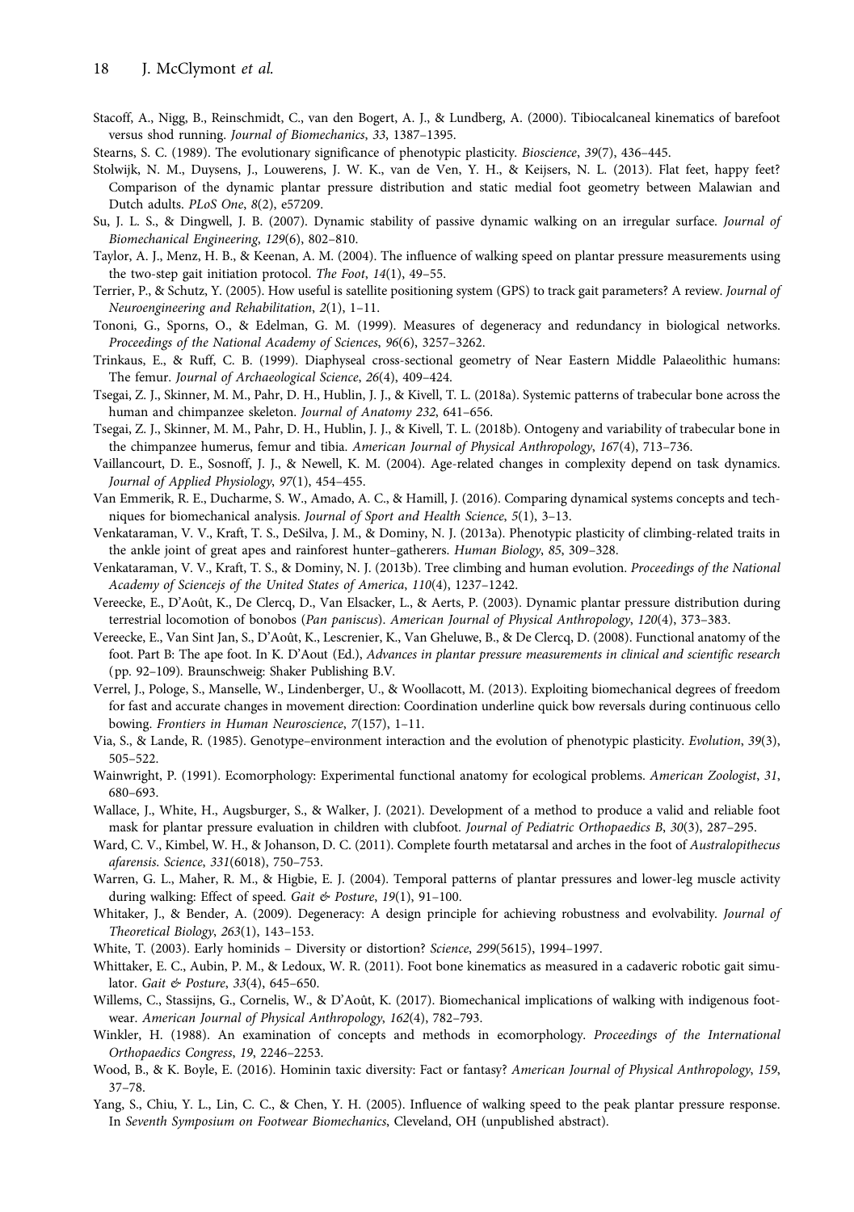Stacoff, A., Nigg, B., Reinschmidt, C., van den Bogert, A. J., & Lundberg, A. (2000). Tibiocalcaneal kinematics of barefoot versus shod running. *Journal of Biomechanics*, *33*, 1387–1395.

Stearns, S. C. (1989). The evolutionary significance of phenotypic plasticity. *Bioscience*, *39*(7), 436–445.

Stolwijk, N. M., Duysens, J., Louwerens, J. W. K., van de Ven, Y. H., & Keijsers, N. L. (2013). Flat feet, happy feet? Comparison of the dynamic plantar pressure distribution and static medial foot geometry between Malawian and Dutch adults. *PLoS One*, *8*(2), e57209.

Su, J. L. S., & Dingwell, J. B. (2007). Dynamic stability of passive dynamic walking on an irregular surface. *Journal of Biomechanical Engineering*, *129*(6), 802–810.

Taylor, A. J., Menz, H. B., & Keenan, A. M. (2004). The influence of walking speed on plantar pressure measurements using the two-step gait initiation protocol. *The Foot*, *14*(1), 49–55.

Terrier, P., & Schutz, Y. (2005). How useful is satellite positioning system (GPS) to track gait parameters? A review. *Journal of Neuroengineering and Rehabilitation*, *2*(1), 1–11.

Tononi, G., Sporns, O., & Edelman, G. M. (1999). Measures of degeneracy and redundancy in biological networks. *Proceedings of the National Academy of Sciences*, *96*(6), 3257–3262.

Trinkaus, E., & Ruff, C. B. (1999). Diaphyseal cross-sectional geometry of Near Eastern Middle Palaeolithic humans: The femur. *Journal of Archaeological Science*, *26*(4), 409–424.

Tsegai, Z. J., Skinner, M. M., Pahr, D. H., Hublin, J. J., & Kivell, T. L. (2018a). Systemic patterns of trabecular bone across the human and chimpanzee skeleton. *Journal of Anatomy 232*, 641–656.

Tsegai, Z. J., Skinner, M. M., Pahr, D. H., Hublin, J. J., & Kivell, T. L. (2018b). Ontogeny and variability of trabecular bone in the chimpanzee humerus, femur and tibia. *American Journal of Physical Anthropology*, *167*(4), 713–736.

Vaillancourt, D. E., Sosnoff, J. J., & Newell, K. M. (2004). Age-related changes in complexity depend on task dynamics. *Journal of Applied Physiology*, *97*(1), 454–455.

Van Emmerik, R. E., Ducharme, S. W., Amado, A. C., & Hamill, J. (2016). Comparing dynamical systems concepts and techniques for biomechanical analysis. *Journal of Sport and Health Science*, *5*(1), 3–13.

Venkataraman, V. V., Kraft, T. S., DeSilva, J. M., & Dominy, N. J. (2013a). Phenotypic plasticity of climbing-related traits in the ankle joint of great apes and rainforest hunter–gatherers. *Human Biology*, *85*, 309–328.

Venkataraman, V. V., Kraft, T. S., & Dominy, N. J. (2013b). Tree climbing and human evolution. *Proceedings of the National Academy of Sciencejs of the United States of America*, *110*(4), 1237–1242.

Vereecke, E., D'Août, K., De Clercq, D., Van Elsacker, L., & Aerts, P. (2003). Dynamic plantar pressure distribution during terrestrial locomotion of bonobos (*Pan paniscus*). *American Journal of Physical Anthropology*, *120*(4), 373–383.

Vereecke, E., Van Sint Jan, S., D'Août, K., Lescrenier, K., Van Gheluwe, B., & De Clercq, D. (2008). Functional anatomy of the foot. Part B: The ape foot. In K. D'Aout (Ed.), *Advances in plantar pressure measurements in clinical and scientific research* (pp. 92–109). Braunschweig: Shaker Publishing B.V.

Verrel, J., Pologe, S., Manselle, W., Lindenberger, U., & Woollacott, M. (2013). Exploiting biomechanical degrees of freedom for fast and accurate changes in movement direction: Coordination underline quick bow reversals during continuous cello bowing. *Frontiers in Human Neuroscience*, *7*(157), 1–11.

Via, S., & Lande, R. (1985). Genotype–environment interaction and the evolution of phenotypic plasticity. *Evolution*, *39*(3), 505–522.

Wainwright, P. (1991). Ecomorphology: Experimental functional anatomy for ecological problems. *American Zoologist*, *31*, 680–693.

Wallace, J., White, H., Augsburger, S., & Walker, J. (2021). Development of a method to produce a valid and reliable foot mask for plantar pressure evaluation in children with clubfoot. *Journal of Pediatric Orthopaedics B*, *30*(3), 287–295.

Ward, C. V., Kimbel, W. H., & Johanson, D. C. (2011). Complete fourth metatarsal and arches in the foot of *Australopithecus afarensis*. *Science*, *331*(6018), 750–753.

Warren, G. L., Maher, R. M., & Higbie, E. J. (2004). Temporal patterns of plantar pressures and lower-leg muscle activity during walking: Effect of speed. *Gait & Posture*, *19*(1), 91–100.

Whitaker, J., & Bender, A. (2009). Degeneracy: A design principle for achieving robustness and evolvability. *Journal of Theoretical Biology*, *263*(1), 143–153.

White, T. (2003). Early hominids – Diversity or distortion? *Science*, *299*(5615), 1994–1997.

Whittaker, E. C., Aubin, P. M., & Ledoux, W. R. (2011). Foot bone kinematics as measured in a cadaveric robotic gait simulator. *Gait & Posture*, *33*(4), 645–650.

Willems, C., Stassijns, G., Cornelis, W., & D'Août, K. (2017). Biomechanical implications of walking with indigenous footwear. *American Journal of Physical Anthropology*, *162*(4), 782–793.

Winkler, H. (1988). An examination of concepts and methods in ecomorphology. *Proceedings of the International Orthopaedics Congress*, *19*, 2246–2253.

Wood, B., & K. Boyle, E. (2016). Hominin taxic diversity: Fact or fantasy? *American Journal of Physical Anthropology*, *159*, 37–78.

Yang, S., Chiu, Y. L., Lin, C. C., & Chen, Y. H. (2005). Influence of walking speed to the peak plantar pressure response. In *Seventh Symposium on Footwear Biomechanics*, Cleveland, OH (unpublished abstract).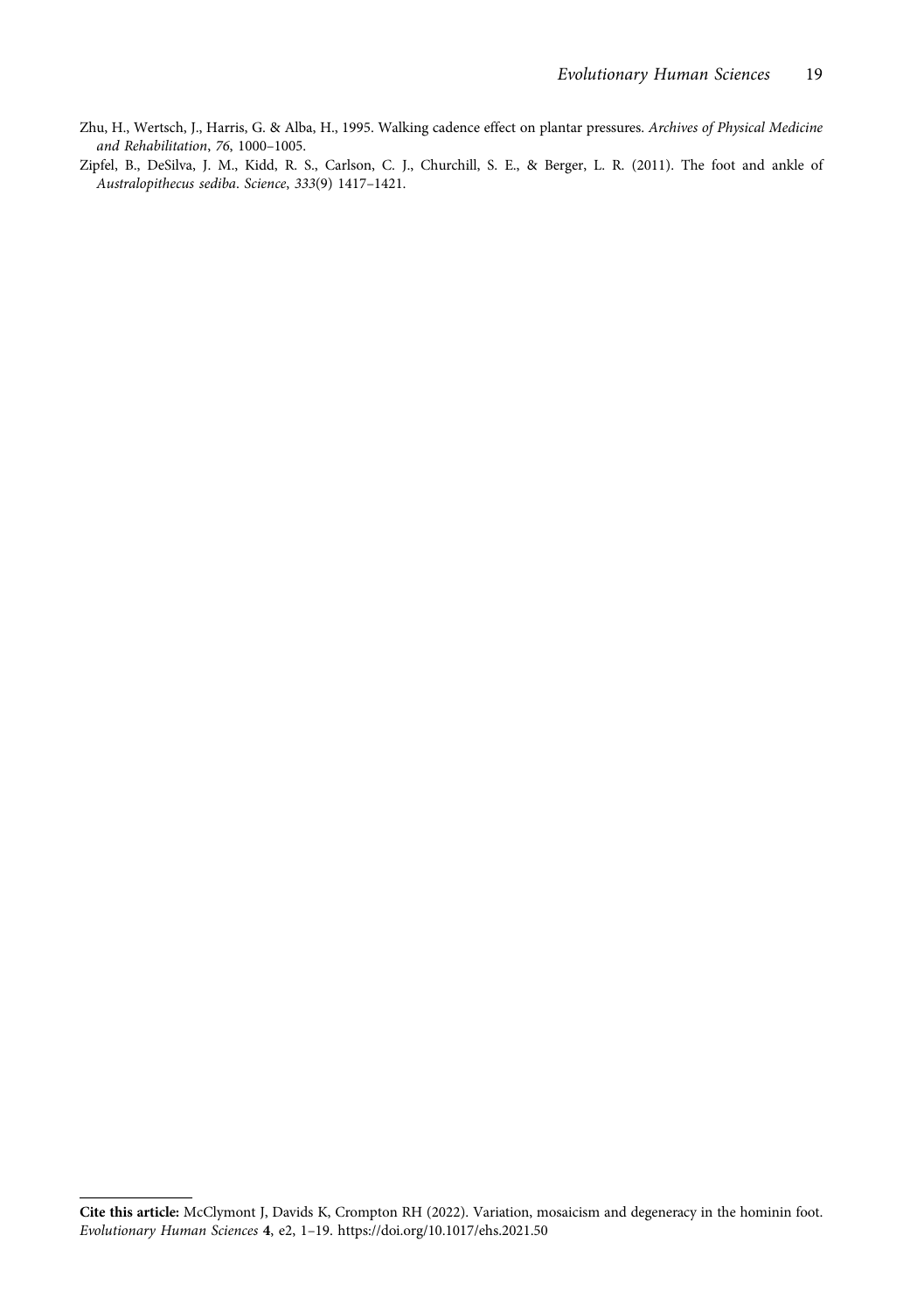Zhu, H., Wertsch, J., Harris, G. & Alba, H., 1995. Walking cadence effect on plantar pressures. *Archives of Physical Medicine and Rehabilitation*, *76*, 1000–1005.

Zipfel, B., DeSilva, J. M., Kidd, R. S., Carlson, C. J., Churchill, S. E., & Berger, L. R. (2011). The foot and ankle of *Australopithecus sediba*. *Science*, *333*(9) 1417–1421.

**Cite this article:** McClymont J, Davids K, Crompton RH (2022). Variation, mosaicism and degeneracy in the hominin foot. *Evolutionary Human Sciences* **4**, e2, 1–19. https://doi.org/10.1017/ehs.2021.50